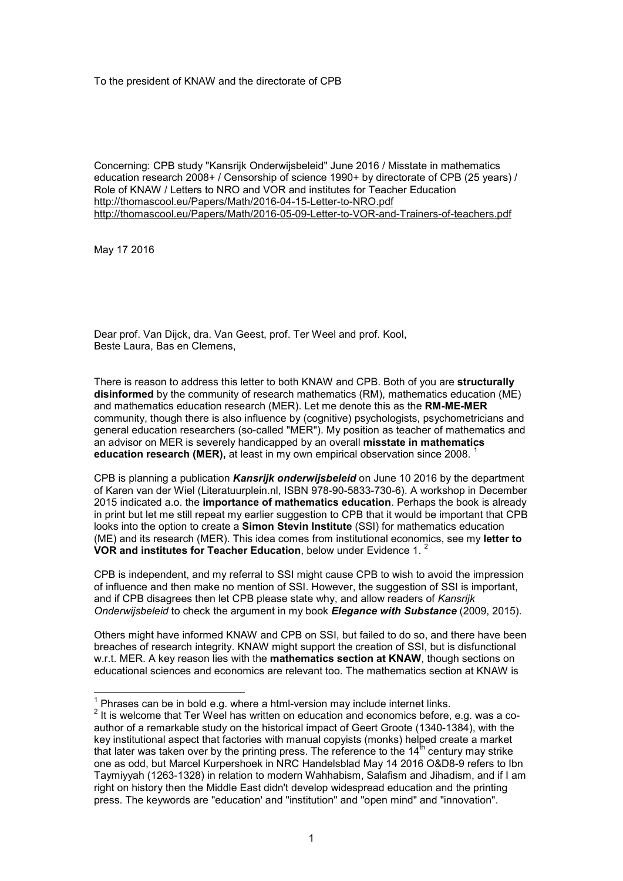To the president of KNAW and the directorate of CPB

Concerning: CPB study "Kansrijk Onderwijsbeleid" June 2016 / Misstate in mathematics education research 2008+ / Censorship of science 1990+ by directorate of CPB (25 years) / Role of KNAW / Letters to NRO and VOR and institutes for Teacher Education
http://thomascool.eu/Papers/Math/2016-04-15-Letter-to-NRO.pdf
http://thomascool.eu/Papers/Math/2016-05-09-Letter-to-VOR-and-Trainers-of-teachers.pdf

May 17 2016

Dear prof. Van Dijck, dra. Van Geest, prof. Ter Weel and prof. Kool,
Beste Laura, Bas en Clemens,

There is reason to address this letter to both KNAW and CPB. Both of you are **structurally disinformed** by the community of research mathematics (RM), mathematics education (ME) and mathematics education research (MER). Let me denote this as the **RM-ME-MER** community, though there is also influence by (cognitive) psychologists, psychometricians and general education researchers (so-called "MER"). My position as teacher of mathematics and an advisor on MER is severely handicapped by an overall **misstate in mathematics education research (MER),** at least in my own empirical observation since 2008. [1]

CPB is planning a publication ***Kansrijk onderwijsbeleid*** on June 10 2016 by the department of Karen van der Wiel (Literatuurplein.nl, ISBN 978-90-5833-730-6). A workshop in December 2015 indicated a.o. the **importance of mathematics education**. Perhaps the book is already in print but let me still repeat my earlier suggestion to CPB that it would be important that CPB looks into the option to create a **Simon Stevin Institute** (SSI) for mathematics education (ME) and its research (MER). This idea comes from institutional economics, see my **letter to VOR and institutes for Teacher Education**, below under Evidence 1. [2]

CPB is independent, and my referral to SSI might cause CPB to wish to avoid the impression of influence and then make no mention of SSI. However, the suggestion of SSI is important, and if CPB disagrees then let CPB please state why, and allow readers of *Kansrijk Onderwijsbeleid* to check the argument in my book ***Elegance with Substance*** (2009, 2015).

Others might have informed KNAW and CPB on SSI, but failed to do so, and there have been breaches of research integrity. KNAW might support the creation of SSI, but is disfunctional w.r.t. MER. A key reason lies with the **mathematics section at KNAW**, though sections on educational sciences and economics are relevant too. The mathematics section at KNAW is

---

[1] Phrases can be in bold e.g. where a html-version may include internet links.

[2] It is welcome that Ter Weel has written on education and economics before, e.g. was a co-author of a remarkable study on the historical impact of Geert Groote (1340-1384), with the key institutional aspect that factories with manual copyists (monks) helped create a market that later was taken over by the printing press. The reference to the 14th century may strike one as odd, but Marcel Kurpershoek in NRC Handelsblad May 14 2016 O&D8-9 refers to Ibn Taymiyyah (1263-1328) in relation to modern Wahhabism, Salafism and Jihadism, and if I am right on history then the Middle East didn't develop widespread education and the printing press. The keywords are "education' and "institution" and "open mind" and "innovation".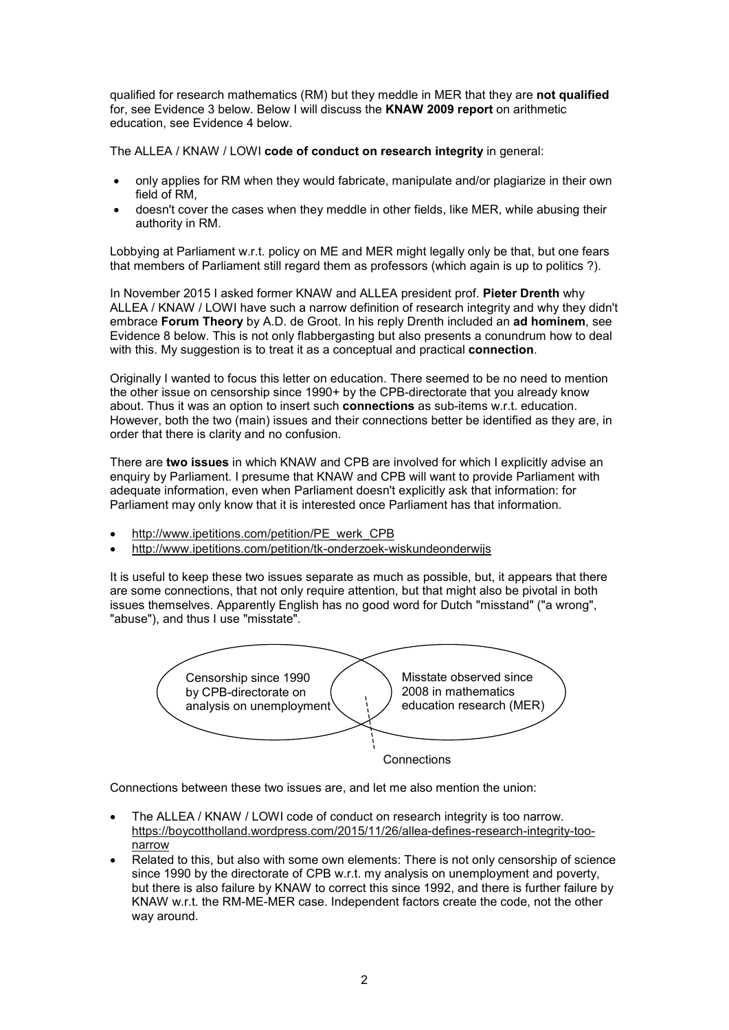qualified for research mathematics (RM) but they meddle in MER that they are **not qualified** for, see Evidence 3 below. Below I will discuss the **KNAW 2009 report** on arithmetic education, see Evidence 4 below.

The ALLEA / KNAW / LOWI **code of conduct on research integrity** in general:

- only applies for RM when they would fabricate, manipulate and/or plagiarize in their own field of RM,
- doesn't cover the cases when they meddle in other fields, like MER, while abusing their authority in RM.

Lobbying at Parliament w.r.t. policy on ME and MER might legally only be that, but one fears that members of Parliament still regard them as professors (which again is up to politics ?).

In November 2015 I asked former KNAW and ALLEA president prof. **Pieter Drenth** why ALLEA / KNAW / LOWI have such a narrow definition of research integrity and why they didn't embrace **Forum Theory** by A.D. de Groot. In his reply Drenth included an **ad hominem**, see Evidence 8 below. This is not only flabbergasting but also presents a conundrum how to deal with this. My suggestion is to treat it as a conceptual and practical **connection**.

Originally I wanted to focus this letter on education. There seemed to be no need to mention the other issue on censorship since 1990+ by the CPB-directorate that you already know about. Thus it was an option to insert such **connections** as sub-items w.r.t. education. However, both the two (main) issues and their connections better be identified as they are, in order that there is clarity and no confusion.

There are **two issues** in which KNAW and CPB are involved for which I explicitly advise an enquiry by Parliament. I presume that KNAW and CPB will want to provide Parliament with adequate information, even when Parliament doesn't explicitly ask that information: for Parliament may only know that it is interested once Parliament has that information.

- http://www.ipetitions.com/petition/PE_werk_CPB
- http://www.ipetitions.com/petition/tk-onderzoek-wiskundeonderwijs

It is useful to keep these two issues separate as much as possible, but, it appears that there are some connections, that not only require attention, but that might also be pivotal in both issues themselves. Apparently English has no good word for Dutch "misstand" ("a wrong", "abuse"), and thus I use "misstate".

Censorship since 1990 by CPB-directorate on analysis on unemployment | Misstate observed since 2008 in mathematics education research (MER)

Connections

Connections between these two issues are, and let me also mention the union:

- The ALLEA / KNAW / LOWI code of conduct on research integrity is too narrow. https://boycottholland.wordpress.com/2015/11/26/allea-defines-research-integrity-too-narrow
- Related to this, but also with some own elements: There is not only censorship of science since 1990 by the directorate of CPB w.r.t. my analysis on unemployment and poverty, but there is also failure by KNAW to correct this since 1992, and there is further failure by KNAW w.r.t. the RM-ME-MER case. Independent factors create the code, not the other way around.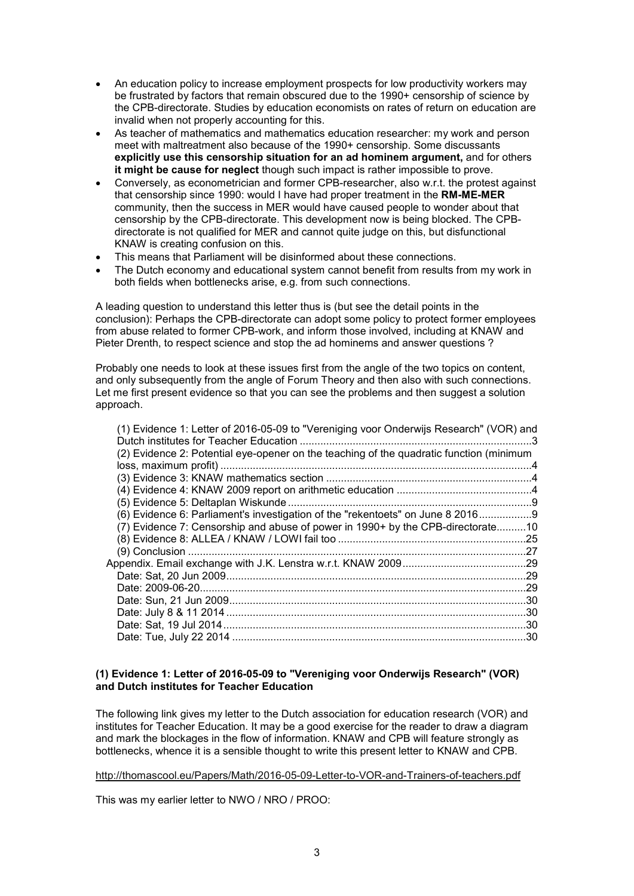- An education policy to increase employment prospects for low productivity workers may be frustrated by factors that remain obscured due to the 1990+ censorship of science by the CPB-directorate. Studies by education economists on rates of return on education are invalid when not properly accounting for this.
- As teacher of mathematics and mathematics education researcher: my work and person meet with maltreatment also because of the 1990+ censorship. Some discussants **explicitly use this censorship situation for an ad hominem argument,** and for others **it might be cause for neglect** though such impact is rather impossible to prove.
- Conversely, as econometrician and former CPB-researcher, also w.r.t. the protest against that censorship since 1990: would I have had proper treatment in the **RM-ME-MER** community, then the success in MER would have caused people to wonder about that censorship by the CPB-directorate. This development now is being blocked. The CPB-directorate is not qualified for MER and cannot quite judge on this, but disfunctional KNAW is creating confusion on this.
- This means that Parliament will be disinformed about these connections.
- The Dutch economy and educational system cannot benefit from results from my work in both fields when bottlenecks arise, e.g. from such connections.

A leading question to understand this letter thus is (but see the detail points in the conclusion): Perhaps the CPB-directorate can adopt some policy to protect former employees from abuse related to former CPB-work, and inform those involved, including at KNAW and Pieter Drenth, to respect science and stop the ad hominems and answer questions ?

Probably one needs to look at these issues first from the angle of the two topics on content, and only subsequently from the angle of Forum Theory and then also with such connections. Let me first present evidence so that you can see the problems and then suggest a solution approach.

(1) Evidence 1: Letter of 2016-05-09 to "Vereniging voor Onderwijs Research" (VOR) and Dutch institutes for Teacher Education .....3
(2) Evidence 2: Potential eye-opener on the teaching of the quadratic function (minimum loss, maximum profit) .....4
(3) Evidence 3: KNAW mathematics section .....4
(4) Evidence 4: KNAW 2009 report on arithmetic education .....4
(5) Evidence 5: Deltaplan Wiskunde .....9
(6) Evidence 6: Parliament's investigation of the "rekentoets" on June 8 2016 .....9
(7) Evidence 7: Censorship and abuse of power in 1990+ by the CPB-directorate .....10
(8) Evidence 8: ALLEA / KNAW / LOWI fail too .....25
(9) Conclusion .....27
Appendix. Email exchange with J.K. Lenstra w.r.t. KNAW 2009 .....29
Date: Sat, 20 Jun 2009 .....29
Date: 2009-06-20 .....29
Date: Sun, 21 Jun 2009 .....30
Date: July 8 & 11 2014 .....30
Date: Sat, 19 Jul 2014 .....30
Date: Tue, July 22 2014 .....30

## (1) Evidence 1: Letter of 2016-05-09 to "Vereniging voor Onderwijs Research" (VOR) and Dutch institutes for Teacher Education

The following link gives my letter to the Dutch association for education research (VOR) and institutes for Teacher Education. It may be a good exercise for the reader to draw a diagram and mark the blockages in the flow of information. KNAW and CPB will feature strongly as bottlenecks, whence it is a sensible thought to write this present letter to KNAW and CPB.

http://thomascool.eu/Papers/Math/2016-05-09-Letter-to-VOR-and-Trainers-of-teachers.pdf

This was my earlier letter to NWO / NRO / PROO: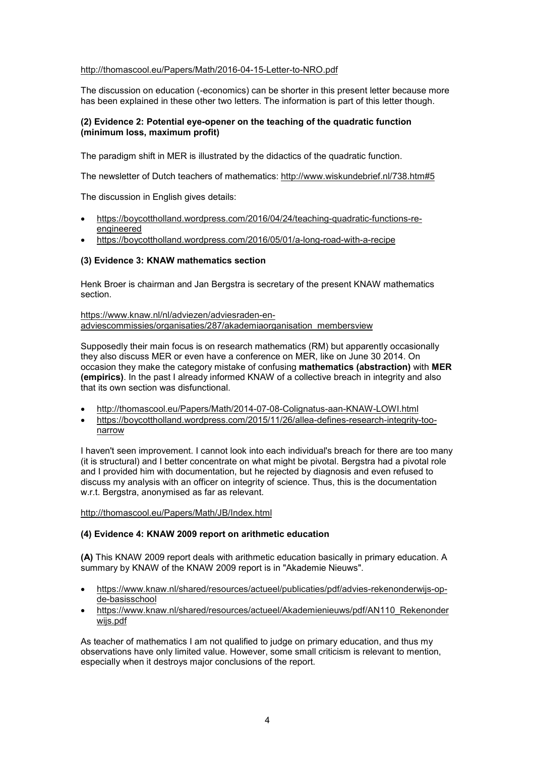http://thomascool.eu/Papers/Math/2016-04-15-Letter-to-NRO.pdf

The discussion on education (-economics) can be shorter in this present letter because more has been explained in these other two letters. The information is part of this letter though.

### (2) Evidence 2: Potential eye-opener on the teaching of the quadratic function (minimum loss, maximum profit)

The paradigm shift in MER is illustrated by the didactics of the quadratic function.

The newsletter of Dutch teachers of mathematics: http://www.wiskundebrief.nl/738.htm#5

The discussion in English gives details:

- https://boycottholland.wordpress.com/2016/04/24/teaching-quadratic-functions-re-engineered
- https://boycottholland.wordpress.com/2016/05/01/a-long-road-with-a-recipe

### (3) Evidence 3: KNAW mathematics section

Henk Broer is chairman and Jan Bergstra is secretary of the present KNAW mathematics section.

https://www.knaw.nl/nl/adviezen/adviesraden-en-adviescommissies/organisaties/287/akademiaorganisation_membersview

Supposedly their main focus is on research mathematics (RM) but apparently occasionally they also discuss MER or even have a conference on MER, like on June 30 2014. On occasion they make the category mistake of confusing **mathematics (abstraction)** with **MER (empirics)**. In the past I already informed KNAW of a collective breach in integrity and also that its own section was disfunctional.

- http://thomascool.eu/Papers/Math/2014-07-08-Colignatus-aan-KNAW-LOWI.html
- https://boycottholland.wordpress.com/2015/11/26/allea-defines-research-integrity-too-narrow

I haven't seen improvement. I cannot look into each individual's breach for there are too many (it is structural) and I better concentrate on what might be pivotal. Bergstra had a pivotal role and I provided him with documentation, but he rejected by diagnosis and even refused to discuss my analysis with an officer on integrity of science. Thus, this is the documentation w.r.t. Bergstra, anonymised as far as relevant.

http://thomascool.eu/Papers/Math/JB/Index.html

### (4) Evidence 4: KNAW 2009 report on arithmetic education

**(A)** This KNAW 2009 report deals with arithmetic education basically in primary education. A summary by KNAW of the KNAW 2009 report is in "Akademie Nieuws".

- https://www.knaw.nl/shared/resources/actueel/publicaties/pdf/advies-rekenonderwijs-op-de-basisschool
- https://www.knaw.nl/shared/resources/actueel/Akademienieuws/pdf/AN110_Rekenonderwijs.pdf

As teacher of mathematics I am not qualified to judge on primary education, and thus my observations have only limited value. However, some small criticism is relevant to mention, especially when it destroys major conclusions of the report.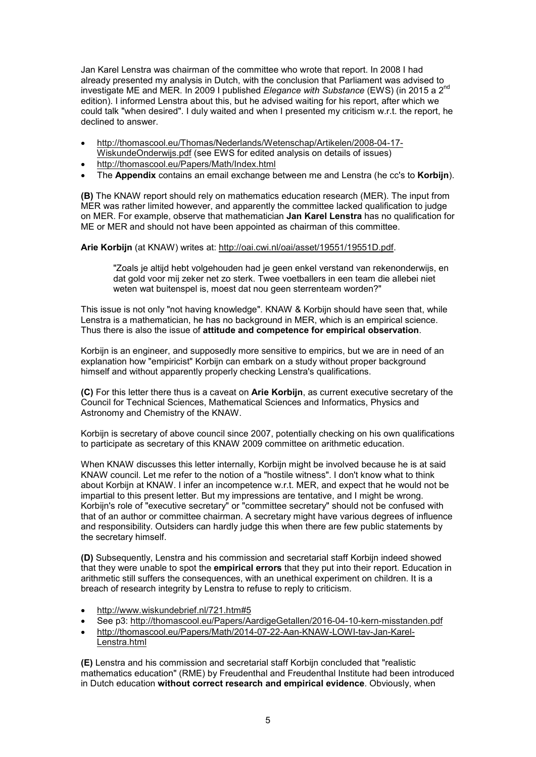Jan Karel Lenstra was chairman of the committee who wrote that report. In 2008 I had already presented my analysis in Dutch, with the conclusion that Parliament was advised to investigate ME and MER. In 2009 I published *Elegance with Substance* (EWS) (in 2015 a 2nd edition). I informed Lenstra about this, but he advised waiting for his report, after which we could talk "when desired". I duly waited and when I presented my criticism w.r.t. the report, he declined to answer.

- http://thomascool.eu/Thomas/Nederlands/Wetenschap/Artikelen/2008-04-17-WiskundeOnderwijs.pdf (see EWS for edited analysis on details of issues)
- http://thomascool.eu/Papers/Math/Index.html
- The **Appendix** contains an email exchange between me and Lenstra (he cc's to **Korbijn**).

**(B)** The KNAW report should rely on mathematics education research (MER). The input from MER was rather limited however, and apparently the committee lacked qualification to judge on MER. For example, observe that mathematician **Jan Karel Lenstra** has no qualification for ME or MER and should not have been appointed as chairman of this committee.

**Arie Korbijn** (at KNAW) writes at: http://oai.cwi.nl/oai/asset/19551/19551D.pdf.

> "Zoals je altijd hebt volgehouden had je geen enkel verstand van rekenonderwijs, en dat gold voor mij zeker net zo sterk. Twee voetballers in een team die allebei niet weten wat buitenspel is, moest dat nou geen sterrenteam worden?"

This issue is not only "not having knowledge". KNAW & Korbijn should have seen that, while Lenstra is a mathematician, he has no background in MER, which is an empirical science. Thus there is also the issue of **attitude and competence for empirical observation**.

Korbijn is an engineer, and supposedly more sensitive to empirics, but we are in need of an explanation how "empiricist" Korbijn can embark on a study without proper background himself and without apparently properly checking Lenstra's qualifications.

**(C)** For this letter there thus is a caveat on **Arie Korbijn**, as current executive secretary of the Council for Technical Sciences, Mathematical Sciences and Informatics, Physics and Astronomy and Chemistry of the KNAW.

Korbijn is secretary of above council since 2007, potentially checking on his own qualifications to participate as secretary of this KNAW 2009 committee on arithmetic education.

When KNAW discusses this letter internally, Korbijn might be involved because he is at said KNAW council. Let me refer to the notion of a "hostile witness". I don't know what to think about Korbijn at KNAW. I infer an incompetence w.r.t. MER, and expect that he would not be impartial to this present letter. But my impressions are tentative, and I might be wrong. Korbijn's role of "executive secretary" or "committee secretary" should not be confused with that of an author or committee chairman. A secretary might have various degrees of influence and responsibility. Outsiders can hardly judge this when there are few public statements by the secretary himself.

**(D)** Subsequently, Lenstra and his commission and secretarial staff Korbijn indeed showed that they were unable to spot the **empirical errors** that they put into their report. Education in arithmetic still suffers the consequences, with an unethical experiment on children. It is a breach of research integrity by Lenstra to refuse to reply to criticism.

- http://www.wiskundebrief.nl/721.htm#5
- See p3: http://thomascool.eu/Papers/AardigeGetallen/2016-04-10-kern-misstanden.pdf
- http://thomascool.eu/Papers/Math/2014-07-22-Aan-KNAW-LOWI-tav-Jan-Karel-Lenstra.html

**(E)** Lenstra and his commission and secretarial staff Korbijn concluded that "realistic mathematics education" (RME) by Freudenthal and Freudenthal Institute had been introduced in Dutch education **without correct research and empirical evidence**. Obviously, when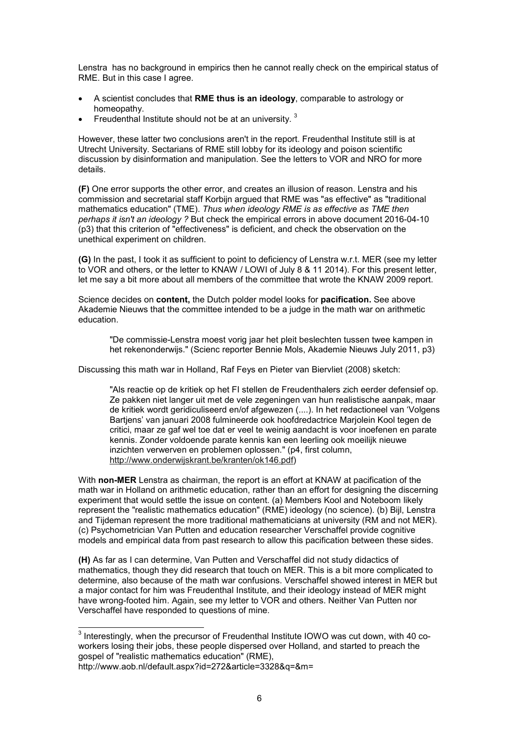Lenstra has no background in empirics then he cannot really check on the empirical status of RME. But in this case I agree.

- A scientist concludes that **RME thus is an ideology**, comparable to astrology or homeopathy.
- Freudenthal Institute should not be at an university. [3]

However, these latter two conclusions aren't in the report. Freudenthal Institute still is at Utrecht University. Sectarians of RME still lobby for its ideology and poison scientific discussion by disinformation and manipulation. See the letters to VOR and NRO for more details.

**(F)** One error supports the other error, and creates an illusion of reason. Lenstra and his commission and secretarial staff Korbijn argued that RME was "as effective" as "traditional mathematics education" (TME). *Thus when ideology RME is as effective as TME then perhaps it isn't an ideology ?* But check the empirical errors in above document 2016-04-10 (p3) that this criterion of "effectiveness" is deficient, and check the observation on the unethical experiment on children.

**(G)** In the past, I took it as sufficient to point to deficiency of Lenstra w.r.t. MER (see my letter to VOR and others, or the letter to KNAW / LOWI of July 8 & 11 2014). For this present letter, let me say a bit more about all members of the committee that wrote the KNAW 2009 report.

Science decides on **content,** the Dutch polder model looks for **pacification.** See above Akademie Nieuws that the committee intended to be a judge in the math war on arithmetic education.

> "De commissie-Lenstra moest vorig jaar het pleit beslechten tussen twee kampen in het rekenonderwijs." (Scienc reporter Bennie Mols, Akademie Nieuws July 2011, p3)

Discussing this math war in Holland, Raf Feys en Pieter van Biervliet (2008) sketch:

> "Als reactie op de kritiek op het FI stellen de Freudenthalers zich eerder defensief op. Ze pakken niet langer uit met de vele zegeningen van hun realistische aanpak, maar de kritiek wordt geridiculiseerd en/of afgewezen (....). In het redactioneel van 'Volgens Bartjens' van januari 2008 fulmineerde ook hoofdredactrice Marjolein Kool tegen de critici, maar ze gaf wel toe dat er veel te weinig aandacht is voor inoefenen en parate kennis. Zonder voldoende parate kennis kan een leerling ook moeilijk nieuwe inzichten verwerven en problemen oplossen." (p4, first column, http://www.onderwijskrant.be/kranten/ok146.pdf)

With **non-MER** Lenstra as chairman, the report is an effort at KNAW at pacification of the math war in Holland on arithmetic education, rather than an effort for designing the discerning experiment that would settle the issue on content. (a) Members Kool and Noteboom likely represent the "realistic mathematics education" (RME) ideology (no science). (b) Bijl, Lenstra and Tijdeman represent the more traditional mathematicians at university (RM and not MER). (c) Psychometrician Van Putten and education researcher Verschaffel provide cognitive models and empirical data from past research to allow this pacification between these sides.

**(H)** As far as I can determine, Van Putten and Verschaffel did not study didactics of mathematics, though they did research that touch on MER. This is a bit more complicated to determine, also because of the math war confusions. Verschaffel showed interest in MER but a major contact for him was Freudenthal Institute, and their ideology instead of MER might have wrong-footed him. Again, see my letter to VOR and others. Neither Van Putten nor Verschaffel have responded to questions of mine.

---

[3] Interestingly, when the precursor of Freudenthal Institute IOWO was cut down, with 40 co-workers losing their jobs, these people dispersed over Holland, and started to preach the gospel of "realistic mathematics education" (RME), http://www.aob.nl/default.aspx?id=272&article=3328&q=&m=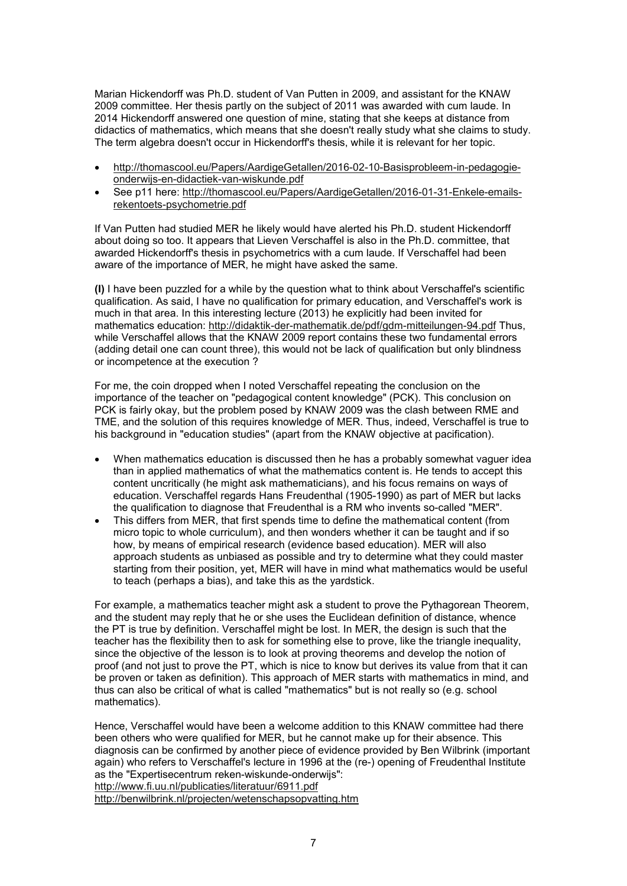Marian Hickendorff was Ph.D. student of Van Putten in 2009, and assistant for the KNAW 2009 committee. Her thesis partly on the subject of 2011 was awarded with cum laude. In 2014 Hickendorff answered one question of mine, stating that she keeps at distance from didactics of mathematics, which means that she doesn't really study what she claims to study. The term algebra doesn't occur in Hickendorff's thesis, while it is relevant for her topic.

- http://thomascool.eu/Papers/AardigeGetallen/2016-02-10-Basisprobleem-in-pedagogie-onderwijs-en-didactiek-van-wiskunde.pdf
- See p11 here: http://thomascool.eu/Papers/AardigeGetallen/2016-01-31-Enkele-emails-rekentoets-psychometrie.pdf

If Van Putten had studied MER he likely would have alerted his Ph.D. student Hickendorff about doing so too. It appears that Lieven Verschaffel is also in the Ph.D. committee, that awarded Hickendorff's thesis in psychometrics with a cum laude. If Verschaffel had been aware of the importance of MER, he might have asked the same.

**(I)** I have been puzzled for a while by the question what to think about Verschaffel's scientific qualification. As said, I have no qualification for primary education, and Verschaffel's work is much in that area. In this interesting lecture (2013) he explicitly had been invited for mathematics education: http://didaktik-der-mathematik.de/pdf/gdm-mitteilungen-94.pdf Thus, while Verschaffel allows that the KNAW 2009 report contains these two fundamental errors (adding detail one can count three), this would not be lack of qualification but only blindness or incompetence at the execution ?

For me, the coin dropped when I noted Verschaffel repeating the conclusion on the importance of the teacher on "pedagogical content knowledge" (PCK). This conclusion on PCK is fairly okay, but the problem posed by KNAW 2009 was the clash between RME and TME, and the solution of this requires knowledge of MER. Thus, indeed, Verschaffel is true to his background in "education studies" (apart from the KNAW objective at pacification).

- When mathematics education is discussed then he has a probably somewhat vaguer idea than in applied mathematics of what the mathematics content is. He tends to accept this content uncritically (he might ask mathematicians), and his focus remains on ways of education. Verschaffel regards Hans Freudenthal (1905-1990) as part of MER but lacks the qualification to diagnose that Freudenthal is a RM who invents so-called "MER".
- This differs from MER, that first spends time to define the mathematical content (from micro topic to whole curriculum), and then wonders whether it can be taught and if so how, by means of empirical research (evidence based education). MER will also approach students as unbiased as possible and try to determine what they could master starting from their position, yet, MER will have in mind what mathematics would be useful to teach (perhaps a bias), and take this as the yardstick.

For example, a mathematics teacher might ask a student to prove the Pythagorean Theorem, and the student may reply that he or she uses the Euclidean definition of distance, whence the PT is true by definition. Verschaffel might be lost. In MER, the design is such that the teacher has the flexibility then to ask for something else to prove, like the triangle inequality, since the objective of the lesson is to look at proving theorems and develop the notion of proof (and not just to prove the PT, which is nice to know but derives its value from that it can be proven or taken as definition). This approach of MER starts with mathematics in mind, and thus can also be critical of what is called "mathematics" but is not really so (e.g. school mathematics).

Hence, Verschaffel would have been a welcome addition to this KNAW committee had there been others who were qualified for MER, but he cannot make up for their absence. This diagnosis can be confirmed by another piece of evidence provided by Ben Wilbrink (important again) who refers to Verschaffel's lecture in 1996 at the (re-) opening of Freudenthal Institute as the "Expertisecentrum reken-wiskunde-onderwijs":
http://www.fi.uu.nl/publicaties/literatuur/6911.pdf
http://benwilbrink.nl/projecten/wetenschapsopvatting.htm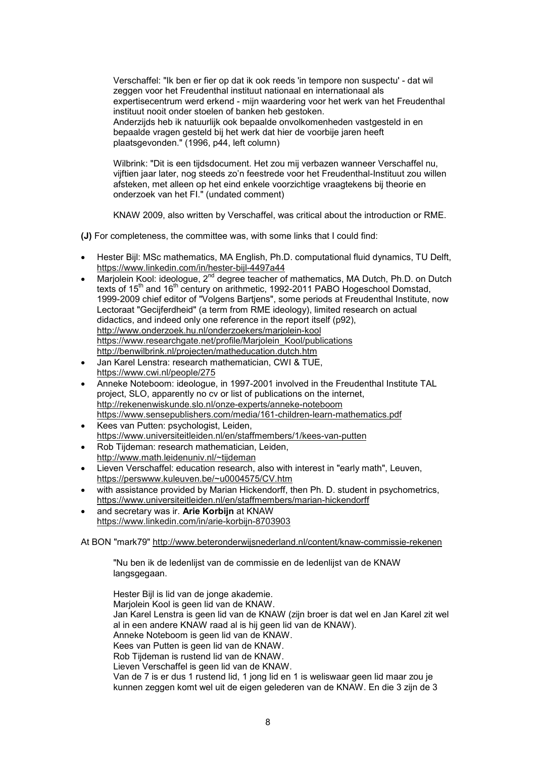> Verschaffel: "Ik ben er fier op dat ik ook reeds 'in tempore non suspectu' - dat wil zeggen voor het Freudenthal instituut nationaal en internationaal als expertisecentrum werd erkend - mijn waardering voor het werk van het Freudenthal instituut nooit onder stoelen of banken heb gestoken.
> Anderzijds heb ik natuurlijk ook bepaalde onvolkomenheden vastgesteld in en bepaalde vragen gesteld bij het werk dat hier de voorbije jaren heeft plaatsgevonden." (1996, p44, left column)
>
> Wilbrink: "Dit is een tijdsdocument. Het zou mij verbazen wanneer Verschaffel nu, vijftien jaar later, nog steeds zo'n feestrede voor het Freudenthal-Instituut zou willen afsteken, met alleen op het eind enkele voorzichtige vraagtekens bij theorie en onderzoek van het FI." (undated comment)
>
> KNAW 2009, also written by Verschaffel, was critical about the introduction or RME.

**(J)** For completeness, the committee was, with some links that I could find:

- Hester Bijl: MSc mathematics, MA English, Ph.D. computational fluid dynamics, TU Delft, https://www.linkedin.com/in/hester-bijl-4497a44
- Marjolein Kool: ideologue, 2nd degree teacher of mathematics, MA Dutch, Ph.D. on Dutch texts of 15th and 16th century on arithmetic, 1992-2011 PABO Hogeschool Domstad, 1999-2009 chief editor of "Volgens Bartjens", some periods at Freudenthal Institute, now Lectoraat "Gecijferdheid" (a term from RME ideology), limited research on actual didactics, and indeed only one reference in the report itself (p92), http://www.onderzoek.hu.nl/onderzoekers/marjolein-kool https://www.researchgate.net/profile/Marjolein_Kool/publications http://benwilbrink.nl/projecten/matheducation.dutch.htm
- Jan Karel Lenstra: research mathematician, CWI & TUE, https://www.cwi.nl/people/275
- Anneke Noteboom: ideologue, in 1997-2001 involved in the Freudenthal Institute TAL project, SLO, apparently no cv or list of publications on the internet, http://rekenenwiskunde.slo.nl/onze-experts/anneke-noteboom https://www.sensepublishers.com/media/161-children-learn-mathematics.pdf
- Kees van Putten: psychologist, Leiden, https://www.universiteitleiden.nl/en/staffmembers/1/kees-van-putten
- Rob Tijdeman: research mathematician, Leiden, http://www.math.leidenuniv.nl/~tijdeman
- Lieven Verschaffel: education research, also with interest in "early math", Leuven, https://perswww.kuleuven.be/~u0004575/CV.htm
- with assistance provided by Marian Hickendorff, then Ph. D. student in psychometrics, https://www.universiteitleiden.nl/en/staffmembers/marian-hickendorff
- and secretary was ir. **Arie Korbijn** at KNAW https://www.linkedin.com/in/arie-korbijn-8703903

At BON "mark79" http://www.beteronderwijsnederland.nl/content/knaw-commissie-rekenen

> "Nu ben ik de ledenlijst van de commissie en de ledenlijst van de KNAW langsgegaan.
>
> Hester Bijl is lid van de jonge akademie.
> Marjolein Kool is geen lid van de KNAW.
> Jan Karel Lenstra is geen lid van de KNAW (zijn broer is dat wel en Jan Karel zit wel al in een andere KNAW raad al is hij geen lid van de KNAW).
> Anneke Noteboom is geen lid van de KNAW.
> Kees van Putten is geen lid van de KNAW.
> Rob Tijdeman is rustend lid van de KNAW.
> Lieven Verschaffel is geen lid van de KNAW.
> Van de 7 is er dus 1 rustend lid, 1 jong lid en 1 is weliswaar geen lid maar zou je kunnen zeggen komt wel uit de eigen gelederen van de KNAW. En die 3 zijn de 3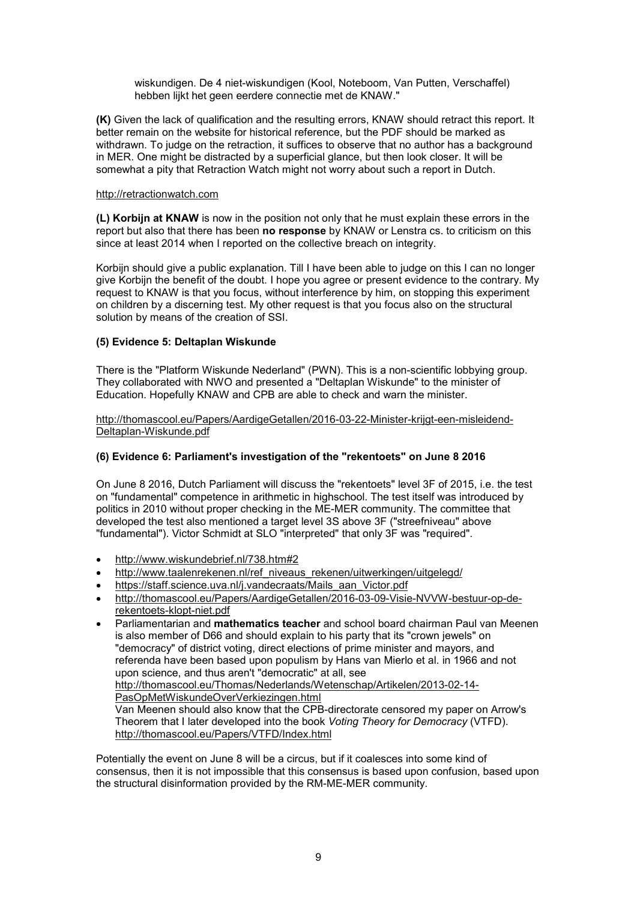wiskundigen. De 4 niet-wiskundigen (Kool, Noteboom, Van Putten, Verschaffel) hebben lijkt het geen eerdere connectie met de KNAW."

**(K)** Given the lack of qualification and the resulting errors, KNAW should retract this report. It better remain on the website for historical reference, but the PDF should be marked as withdrawn. To judge on the retraction, it suffices to observe that no author has a background in MER. One might be distracted by a superficial glance, but then look closer. It will be somewhat a pity that Retraction Watch might not worry about such a report in Dutch.

http://retractionwatch.com

**(L) Korbijn at KNAW** is now in the position not only that he must explain these errors in the report but also that there has been **no response** by KNAW or Lenstra cs. to criticism on this since at least 2014 when I reported on the collective breach on integrity.

Korbijn should give a public explanation. Till I have been able to judge on this I can no longer give Korbijn the benefit of the doubt. I hope you agree or present evidence to the contrary. My request to KNAW is that you focus, without interference by him, on stopping this experiment on children by a discerning test. My other request is that you focus also on the structural solution by means of the creation of SSI.

### (5) Evidence 5: Deltaplan Wiskunde

There is the "Platform Wiskunde Nederland" (PWN). This is a non-scientific lobbying group. They collaborated with NWO and presented a "Deltaplan Wiskunde" to the minister of Education. Hopefully KNAW and CPB are able to check and warn the minister.

http://thomascool.eu/Papers/AardigeGetallen/2016-03-22-Minister-krijgt-een-misleidend-Deltaplan-Wiskunde.pdf

### (6) Evidence 6: Parliament's investigation of the "rekentoets" on June 8 2016

On June 8 2016, Dutch Parliament will discuss the "rekentoets" level 3F of 2015, i.e. the test on "fundamental" competence in arithmetic in highschool. The test itself was introduced by politics in 2010 without proper checking in the ME-MER community. The committee that developed the test also mentioned a target level 3S above 3F ("streefniveau" above "fundamental"). Victor Schmidt at SLO "interpreted" that only 3F was "required".

- http://www.wiskundebrief.nl/738.htm#2
- http://www.taalenrekenen.nl/ref_niveaus_rekenen/uitwerkingen/uitgelegd/
- https://staff.science.uva.nl/j.vandecraats/Mails_aan_Victor.pdf
- http://thomascool.eu/Papers/AardigeGetallen/2016-03-09-Visie-NVVW-bestuur-op-de-rekentoets-klopt-niet.pdf
- Parliamentarian and **mathematics teacher** and school board chairman Paul van Meenen is also member of D66 and should explain to his party that its "crown jewels" on "democracy" of district voting, direct elections of prime minister and mayors, and referenda have been based upon populism by Hans van Mierlo et al. in 1966 and not upon science, and thus aren't "democratic" at all, see http://thomascool.eu/Thomas/Nederlands/Wetenschap/Artikelen/2013-02-14-PasOpMetWiskundeOverVerkiezingen.html
  Van Meenen should also know that the CPB-directorate censored my paper on Arrow's Theorem that I later developed into the book *Voting Theory for Democracy* (VTFD). http://thomascool.eu/Papers/VTFD/Index.html

Potentially the event on June 8 will be a circus, but if it coalesces into some kind of consensus, then it is not impossible that this consensus is based upon confusion, based upon the structural disinformation provided by the RM-ME-MER community.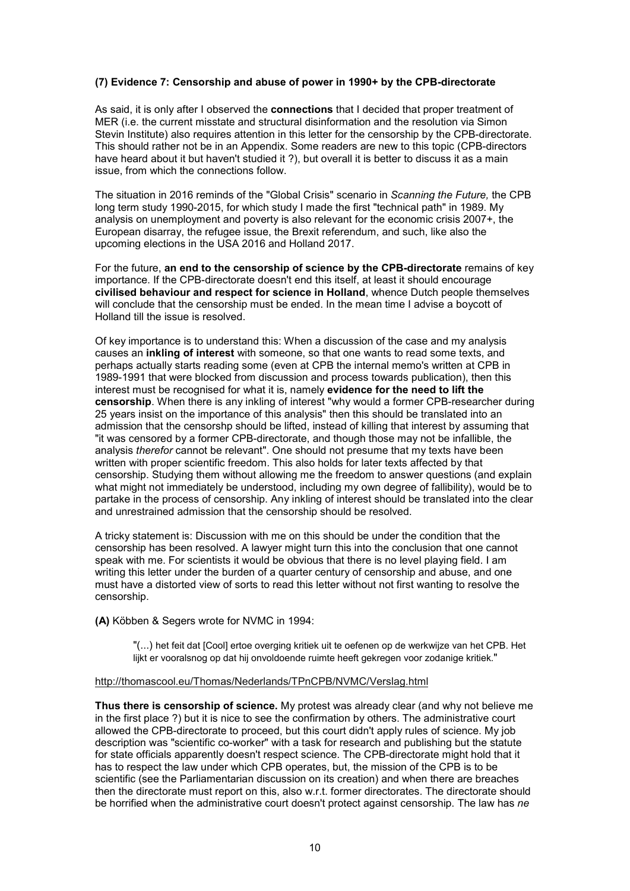**(7) Evidence 7: Censorship and abuse of power in 1990+ by the CPB-directorate**

As said, it is only after I observed the **connections** that I decided that proper treatment of MER (i.e. the current misstate and structural disinformation and the resolution via Simon Stevin Institute) also requires attention in this letter for the censorship by the CPB-directorate. This should rather not be in an Appendix. Some readers are new to this topic (CPB-directors have heard about it but haven't studied it ?), but overall it is better to discuss it as a main issue, from which the connections follow.

The situation in 2016 reminds of the "Global Crisis" scenario in *Scanning the Future,* the CPB long term study 1990-2015, for which study I made the first "technical path" in 1989. My analysis on unemployment and poverty is also relevant for the economic crisis 2007+, the European disarray, the refugee issue, the Brexit referendum, and such, like also the upcoming elections in the USA 2016 and Holland 2017.

For the future, **an end to the censorship of science by the CPB-directorate** remains of key importance. If the CPB-directorate doesn't end this itself, at least it should encourage **civilised behaviour and respect for science in Holland**, whence Dutch people themselves will conclude that the censorship must be ended. In the mean time I advise a boycott of Holland till the issue is resolved.

Of key importance is to understand this: When a discussion of the case and my analysis causes an **inkling of interest** with someone, so that one wants to read some texts, and perhaps actually starts reading some (even at CPB the internal memo's written at CPB in 1989-1991 that were blocked from discussion and process towards publication), then this interest must be recognised for what it is, namely **evidence for the need to lift the censorship**. When there is any inkling of interest "why would a former CPB-researcher during 25 years insist on the importance of this analysis" then this should be translated into an admission that the censorshp should be lifted, instead of killing that interest by assuming that "it was censored by a former CPB-directorate, and though those may not be infallible, the analysis *therefor* cannot be relevant". One should not presume that my texts have been written with proper scientific freedom. This also holds for later texts affected by that censorship. Studying them without allowing me the freedom to answer questions (and explain what might not immediately be understood, including my own degree of fallibility), would be to partake in the process of censorship. Any inkling of interest should be translated into the clear and unrestrained admission that the censorship should be resolved.

A tricky statement is: Discussion with me on this should be under the condition that the censorship has been resolved. A lawyer might turn this into the conclusion that one cannot speak with me. For scientists it would be obvious that there is no level playing field. I am writing this letter under the burden of a quarter century of censorship and abuse, and one must have a distorted view of sorts to read this letter without not first wanting to resolve the censorship.

**(A)** Köbben & Segers wrote for NVMC in 1994:

> "(...) het feit dat [Cool] ertoe overging kritiek uit te oefenen op de werkwijze van het CPB. Het lijkt er vooralsnog op dat hij onvoldoende ruimte heeft gekregen voor zodanige kritiek."

http://thomascool.eu/Thomas/Nederlands/TPnCPB/NVMC/Verslag.html

**Thus there is censorship of science.** My protest was already clear (and why not believe me in the first place ?) but it is nice to see the confirmation by others. The administrative court allowed the CPB-directorate to proceed, but this court didn't apply rules of science. My job description was "scientific co-worker" with a task for research and publishing but the statute for state officials apparently doesn't respect science. The CPB-directorate might hold that it has to respect the law under which CPB operates, but, the mission of the CPB is to be scientific (see the Parliamentarian discussion on its creation) and when there are breaches then the directorate must report on this, also w.r.t. former directorates. The directorate should be horrified when the administrative court doesn't protect against censorship. The law has *ne*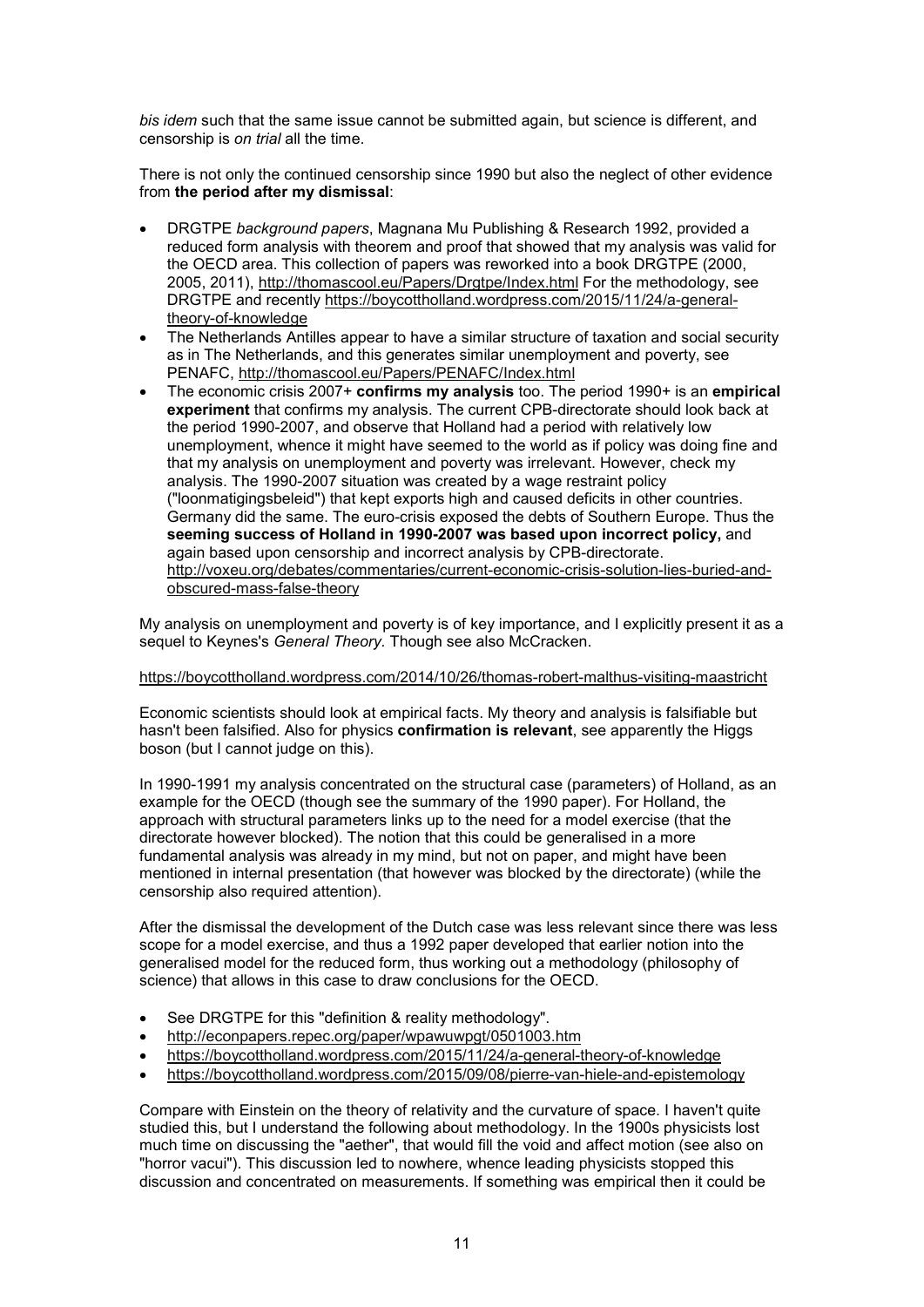*bis idem* such that the same issue cannot be submitted again, but science is different, and censorship is *on trial* all the time.

There is not only the continued censorship since 1990 but also the neglect of other evidence from **the period after my dismissal**:

- DRGTPE *background papers*, Magnana Mu Publishing & Research 1992, provided a reduced form analysis with theorem and proof that showed that my analysis was valid for the OECD area. This collection of papers was reworked into a book DRGTPE (2000, 2005, 2011), http://thomascool.eu/Papers/Drgtpe/Index.html For the methodology, see DRGTPE and recently https://boycottholland.wordpress.com/2015/11/24/a-general-theory-of-knowledge
- The Netherlands Antilles appear to have a similar structure of taxation and social security as in The Netherlands, and this generates similar unemployment and poverty, see PENAFC, http://thomascool.eu/Papers/PENAFC/Index.html
- The economic crisis 2007+ **confirms my analysis** too. The period 1990+ is an **empirical experiment** that confirms my analysis. The current CPB-directorate should look back at the period 1990-2007, and observe that Holland had a period with relatively low unemployment, whence it might have seemed to the world as if policy was doing fine and that my analysis on unemployment and poverty was irrelevant. However, check my analysis. The 1990-2007 situation was created by a wage restraint policy ("loonmatigingsbeleid") that kept exports high and caused deficits in other countries. Germany did the same. The euro-crisis exposed the debts of Southern Europe. Thus the **seeming success of Holland in 1990-2007 was based upon incorrect policy,** and again based upon censorship and incorrect analysis by CPB-directorate. http://voxeu.org/debates/commentaries/current-economic-crisis-solution-lies-buried-and-obscured-mass-false-theory

My analysis on unemployment and poverty is of key importance, and I explicitly present it as a sequel to Keynes's *General Theory*. Though see also McCracken.

https://boycottholland.wordpress.com/2014/10/26/thomas-robert-malthus-visiting-maastricht

Economic scientists should look at empirical facts. My theory and analysis is falsifiable but hasn't been falsified. Also for physics **confirmation is relevant**, see apparently the Higgs boson (but I cannot judge on this).

In 1990-1991 my analysis concentrated on the structural case (parameters) of Holland, as an example for the OECD (though see the summary of the 1990 paper). For Holland, the approach with structural parameters links up to the need for a model exercise (that the directorate however blocked). The notion that this could be generalised in a more fundamental analysis was already in my mind, but not on paper, and might have been mentioned in internal presentation (that however was blocked by the directorate) (while the censorship also required attention).

After the dismissal the development of the Dutch case was less relevant since there was less scope for a model exercise, and thus a 1992 paper developed that earlier notion into the generalised model for the reduced form, thus working out a methodology (philosophy of science) that allows in this case to draw conclusions for the OECD.

- See DRGTPE for this "definition & reality methodology".
- http://econpapers.repec.org/paper/wpawuwpgt/0501003.htm
- https://boycottholland.wordpress.com/2015/11/24/a-general-theory-of-knowledge
- https://boycottholland.wordpress.com/2015/09/08/pierre-van-hiele-and-epistemology

Compare with Einstein on the theory of relativity and the curvature of space. I haven't quite studied this, but I understand the following about methodology. In the 1900s physicists lost much time on discussing the "aether", that would fill the void and affect motion (see also on "horror vacui"). This discussion led to nowhere, whence leading physicists stopped this discussion and concentrated on measurements. If something was empirical then it could be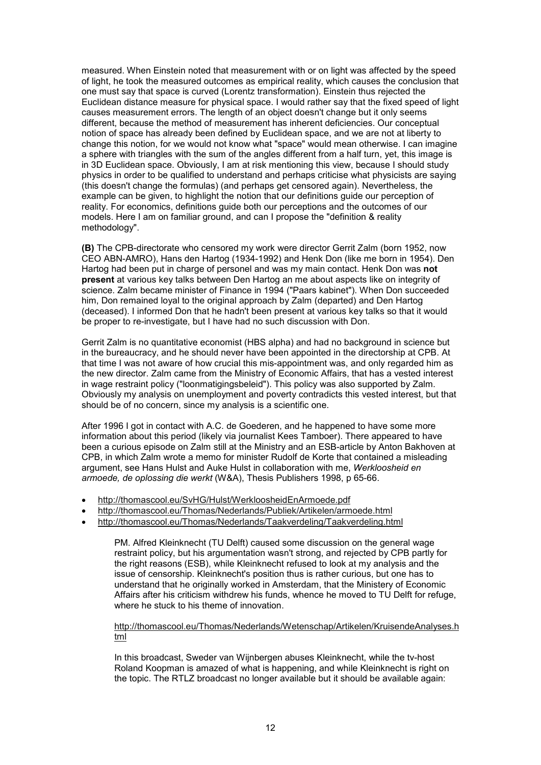measured. When Einstein noted that measurement with or on light was affected by the speed of light, he took the measured outcomes as empirical reality, which causes the conclusion that one must say that space is curved (Lorentz transformation). Einstein thus rejected the Euclidean distance measure for physical space. I would rather say that the fixed speed of light causes measurement errors. The length of an object doesn't change but it only seems different, because the method of measurement has inherent deficiencies. Our conceptual notion of space has already been defined by Euclidean space, and we are not at liberty to change this notion, for we would not know what "space" would mean otherwise. I can imagine a sphere with triangles with the sum of the angles different from a half turn, yet, this image is in 3D Euclidean space. Obviously, I am at risk mentioning this view, because I should study physics in order to be qualified to understand and perhaps criticise what physicists are saying (this doesn't change the formulas) (and perhaps get censored again). Nevertheless, the example can be given, to highlight the notion that our definitions guide our perception of reality. For economics, definitions guide both our perceptions and the outcomes of our models. Here I am on familiar ground, and can I propose the "definition & reality methodology".

**(B)** The CPB-directorate who censored my work were director Gerrit Zalm (born 1952, now CEO ABN-AMRO), Hans den Hartog (1934-1992) and Henk Don (like me born in 1954). Den Hartog had been put in charge of personel and was my main contact. Henk Don was **not present** at various key talks between Den Hartog an me about aspects like on integrity of science. Zalm became minister of Finance in 1994 ("Paars kabinet"). When Don succeeded him, Don remained loyal to the original approach by Zalm (departed) and Den Hartog (deceased). I informed Don that he hadn't been present at various key talks so that it would be proper to re-investigate, but I have had no such discussion with Don.

Gerrit Zalm is no quantitative economist (HBS alpha) and had no background in science but in the bureaucracy, and he should never have been appointed in the directorship at CPB. At that time I was not aware of how crucial this mis-appointment was, and only regarded him as the new director. Zalm came from the Ministry of Economic Affairs, that has a vested interest in wage restraint policy ("loonmatigingsbeleid"). This policy was also supported by Zalm. Obviously my analysis on unemployment and poverty contradicts this vested interest, but that should be of no concern, since my analysis is a scientific one.

After 1996 I got in contact with A.C. de Goederen, and he happened to have some more information about this period (likely via journalist Kees Tamboer). There appeared to have been a curious episode on Zalm still at the Ministry and an ESB-article by Anton Bakhoven at CPB, in which Zalm wrote a memo for minister Rudolf de Korte that contained a misleading argument, see Hans Hulst and Auke Hulst in collaboration with me, *Werkloosheid en armoede, de oplossing die werkt* (W&A), Thesis Publishers 1998, p 65-66.

- http://thomascool.eu/SvHG/Hulst/WerkloosheidEnArmoede.pdf
- http://thomascool.eu/Thomas/Nederlands/Publiek/Artikelen/armoede.html
- http://thomascool.eu/Thomas/Nederlands/Taakverdeling/Taakverdeling.html

> PM. Alfred Kleinknecht (TU Delft) caused some discussion on the general wage restraint policy, but his argumentation wasn't strong, and rejected by CPB partly for the right reasons (ESB), while Kleinknecht refused to look at my analysis and the issue of censorship. Kleinknecht's position thus is rather curious, but one has to understand that he originally worked in Amsterdam, that the Ministery of Economic Affairs after his criticism withdrew his funds, whence he moved to TU Delft for refuge, where he stuck to his theme of innovation.
>
> http://thomascool.eu/Thomas/Nederlands/Wetenschap/Artikelen/KruisendeAnalyses.html
>
> In this broadcast, Sweder van Wijnbergen abuses Kleinknecht, while the tv-host Roland Koopman is amazed of what is happening, and while Kleinknecht is right on the topic. The RTLZ broadcast no longer available but it should be available again: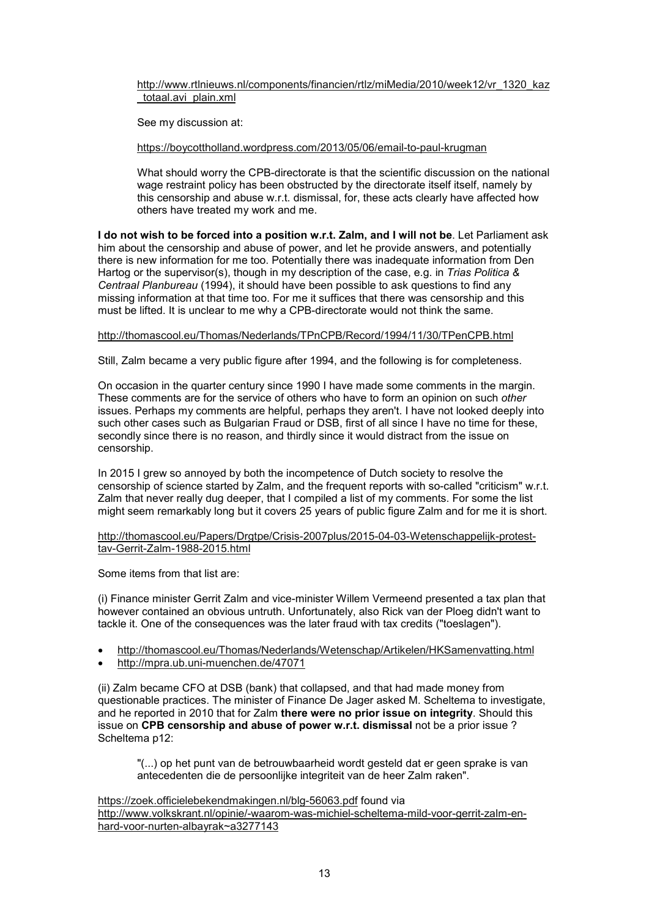http://www.rtlnieuws.nl/components/financien/rtlz/miMedia/2010/week12/vr_1320_kaz_totaal.avi_plain.xml

See my discussion at:

https://boycottholland.wordpress.com/2013/05/06/email-to-paul-krugman

What should worry the CPB-directorate is that the scientific discussion on the national wage restraint policy has been obstructed by the directorate itself itself, namely by this censorship and abuse w.r.t. dismissal, for, these acts clearly have affected how others have treated my work and me.

**I do not wish to be forced into a position w.r.t. Zalm, and I will not be**. Let Parliament ask him about the censorship and abuse of power, and let he provide answers, and potentially there is new information for me too. Potentially there was inadequate information from Den Hartog or the supervisor(s), though in my description of the case, e.g. in *Trias Politica & Centraal Planbureau* (1994), it should have been possible to ask questions to find any missing information at that time too. For me it suffices that there was censorship and this must be lifted. It is unclear to me why a CPB-directorate would not think the same.

http://thomascool.eu/Thomas/Nederlands/TPnCPB/Record/1994/11/30/TPenCPB.html

Still, Zalm became a very public figure after 1994, and the following is for completeness.

On occasion in the quarter century since 1990 I have made some comments in the margin. These comments are for the service of others who have to form an opinion on such *other* issues. Perhaps my comments are helpful, perhaps they aren't. I have not looked deeply into such other cases such as Bulgarian Fraud or DSB, first of all since I have no time for these, secondly since there is no reason, and thirdly since it would distract from the issue on censorship.

In 2015 I grew so annoyed by both the incompetence of Dutch society to resolve the censorship of science started by Zalm, and the frequent reports with so-called "criticism" w.r.t. Zalm that never really dug deeper, that I compiled a list of my comments. For some the list might seem remarkably long but it covers 25 years of public figure Zalm and for me it is short.

http://thomascool.eu/Papers/Drgtpe/Crisis-2007plus/2015-04-03-Wetenschappelijk-protest-tav-Gerrit-Zalm-1988-2015.html

Some items from that list are:

(i) Finance minister Gerrit Zalm and vice-minister Willem Vermeend presented a tax plan that however contained an obvious untruth. Unfortunately, also Rick van der Ploeg didn't want to tackle it. One of the consequences was the later fraud with tax credits ("toeslagen").

- http://thomascool.eu/Thomas/Nederlands/Wetenschap/Artikelen/HKSamenvatting.html
- http://mpra.ub.uni-muenchen.de/47071

(ii) Zalm became CFO at DSB (bank) that collapsed, and that had made money from questionable practices. The minister of Finance De Jager asked M. Scheltema to investigate, and he reported in 2010 that for Zalm **there were no prior issue on integrity**. Should this issue on **CPB censorship and abuse of power w.r.t. dismissal** not be a prior issue ? Scheltema p12:

> "(...) op het punt van de betrouwbaarheid wordt gesteld dat er geen sprake is van antecedenten die de persoonlijke integriteit van de heer Zalm raken".

https://zoek.officielebekendmakingen.nl/blg-56063.pdf found via http://www.volkskrant.nl/opinie/-waarom-was-michiel-scheltema-mild-voor-gerrit-zalm-en-hard-voor-nurten-albayrak~a3277143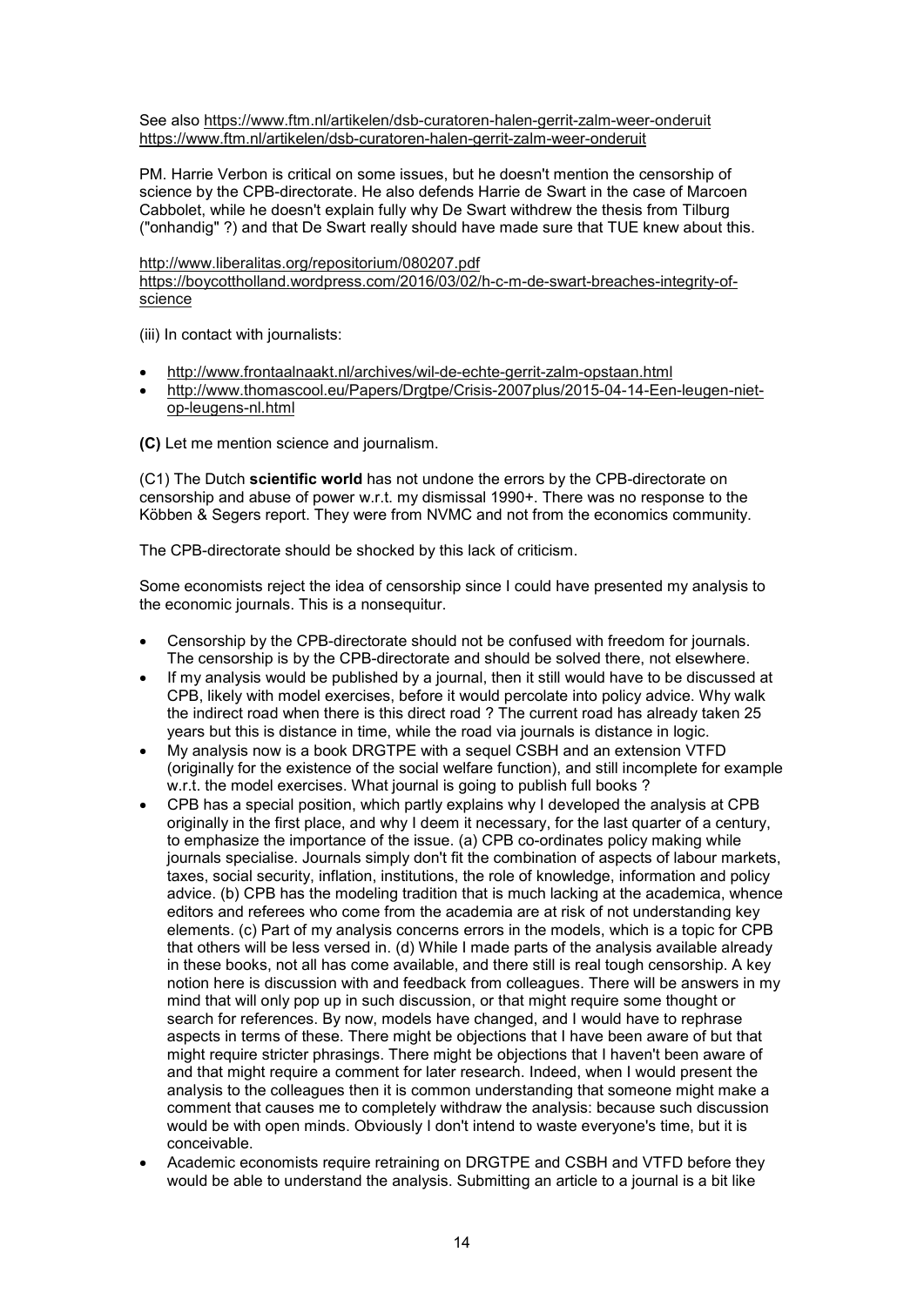See also https://www.ftm.nl/artikelen/dsb-curatoren-halen-gerrit-zalm-weer-onderuit https://www.ftm.nl/artikelen/dsb-curatoren-halen-gerrit-zalm-weer-onderuit

PM. Harrie Verbon is critical on some issues, but he doesn't mention the censorship of science by the CPB-directorate. He also defends Harrie de Swart in the case of Marcoen Cabbolet, while he doesn't explain fully why De Swart withdrew the thesis from Tilburg ("onhandig" ?) and that De Swart really should have made sure that TUE knew about this.

http://www.liberalitas.org/repositorium/080207.pdf
https://boycottholland.wordpress.com/2016/03/02/h-c-m-de-swart-breaches-integrity-of-science

(iii) In contact with journalists:

- http://www.frontaalnaakt.nl/archives/wil-de-echte-gerrit-zalm-opstaan.html
- http://www.thomascool.eu/Papers/Drgtpe/Crisis-2007plus/2015-04-14-Een-leugen-niet-op-leugens-nl.html

**(C)** Let me mention science and journalism.

(C1) The Dutch **scientific world** has not undone the errors by the CPB-directorate on censorship and abuse of power w.r.t. my dismissal 1990+. There was no response to the Köbben & Segers report. They were from NVMC and not from the economics community.

The CPB-directorate should be shocked by this lack of criticism.

Some economists reject the idea of censorship since I could have presented my analysis to the economic journals. This is a nonsequitur.

- Censorship by the CPB-directorate should not be confused with freedom for journals. The censorship is by the CPB-directorate and should be solved there, not elsewhere.
- If my analysis would be published by a journal, then it still would have to be discussed at CPB, likely with model exercises, before it would percolate into policy advice. Why walk the indirect road when there is this direct road ? The current road has already taken 25 years but this is distance in time, while the road via journals is distance in logic.
- My analysis now is a book DRGTPE with a sequel CSBH and an extension VTFD (originally for the existence of the social welfare function), and still incomplete for example w.r.t. the model exercises. What journal is going to publish full books ?
- CPB has a special position, which partly explains why I developed the analysis at CPB originally in the first place, and why I deem it necessary, for the last quarter of a century, to emphasize the importance of the issue. (a) CPB co-ordinates policy making while journals specialise. Journals simply don't fit the combination of aspects of labour markets, taxes, social security, inflation, institutions, the role of knowledge, information and policy advice. (b) CPB has the modeling tradition that is much lacking at the academica, whence editors and referees who come from the academia are at risk of not understanding key elements. (c) Part of my analysis concerns errors in the models, which is a topic for CPB that others will be less versed in. (d) While I made parts of the analysis available already in these books, not all has come available, and there still is real tough censorship. A key notion here is discussion with and feedback from colleagues. There will be answers in my mind that will only pop up in such discussion, or that might require some thought or search for references. By now, models have changed, and I would have to rephrase aspects in terms of these. There might be objections that I have been aware of but that might require stricter phrasings. There might be objections that I haven't been aware of and that might require a comment for later research. Indeed, when I would present the analysis to the colleagues then it is common understanding that someone might make a comment that causes me to completely withdraw the analysis: because such discussion would be with open minds. Obviously I don't intend to waste everyone's time, but it is conceivable.
- Academic economists require retraining on DRGTPE and CSBH and VTFD before they would be able to understand the analysis. Submitting an article to a journal is a bit like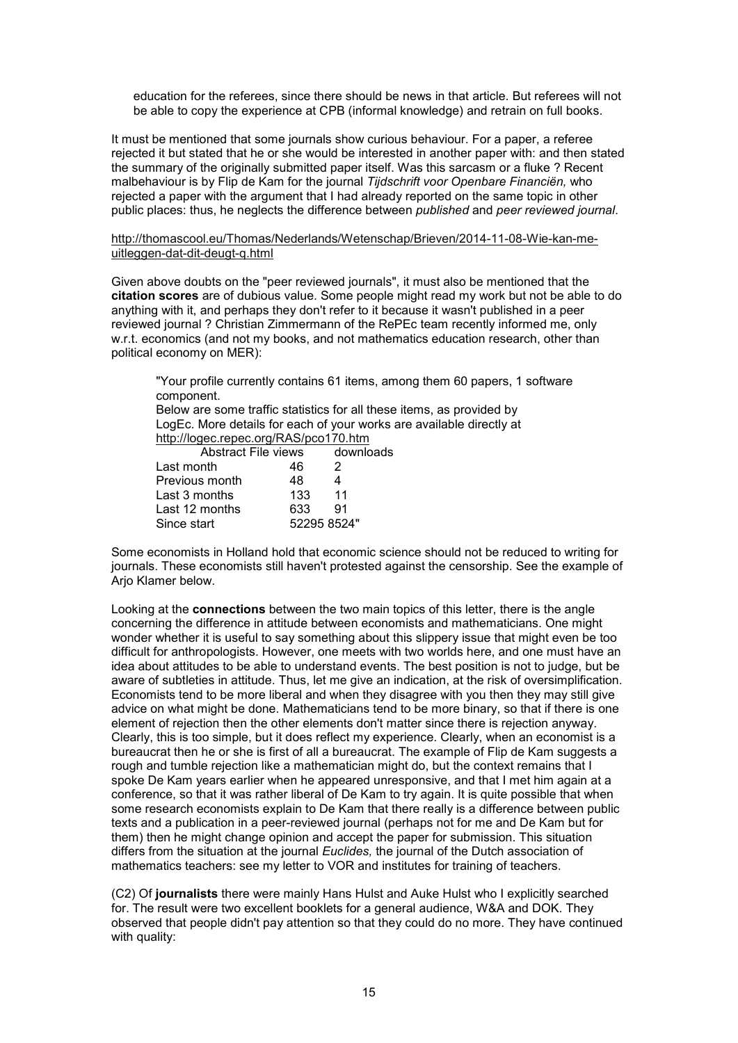education for the referees, since there should be news in that article. But referees will not be able to copy the experience at CPB (informal knowledge) and retrain on full books.

It must be mentioned that some journals show curious behaviour. For a paper, a referee rejected it but stated that he or she would be interested in another paper with: and then stated the summary of the originally submitted paper itself. Was this sarcasm or a fluke ? Recent malbehaviour is by Flip de Kam for the journal *Tijdschrift voor Openbare Financiën,* who rejected a paper with the argument that I had already reported on the same topic in other public places: thus, he neglects the difference between *published* and *peer reviewed journal*.

http://thomascool.eu/Thomas/Nederlands/Wetenschap/Brieven/2014-11-08-Wie-kan-me-uitleggen-dat-dit-deugt-q.html

Given above doubts on the "peer reviewed journals", it must also be mentioned that the **citation scores** are of dubious value. Some people might read my work but not be able to do anything with it, and perhaps they don't refer to it because it wasn't published in a peer reviewed journal ? Christian Zimmermann of the RePEc team recently informed me, only w.r.t. economics (and not my books, and not mathematics education research, other than political economy on MER):

> "Your profile currently contains 61 items, among them 60 papers, 1 software component.
> Below are some traffic statistics for all these items, as provided by LogEc. More details for each of your works are available directly at http://logec.repec.org/RAS/pco170.htm
>
> | | Abstract File views | downloads |
> |---|---|---|
> | Last month | 46 | 2 |
> | Previous month | 48 | 4 |
> | Last 3 months | 133 | 11 |
> | Last 12 months | 633 | 91 |
> | Since start | 52295 | 8524" |

Some economists in Holland hold that economic science should not be reduced to writing for journals. These economists still haven't protested against the censorship. See the example of Arjo Klamer below.

Looking at the **connections** between the two main topics of this letter, there is the angle concerning the difference in attitude between economists and mathematicians. One might wonder whether it is useful to say something about this slippery issue that might even be too difficult for anthropologists. However, one meets with two worlds here, and one must have an idea about attitudes to be able to understand events. The best position is not to judge, but be aware of subtleties in attitude. Thus, let me give an indication, at the risk of oversimplification. Economists tend to be more liberal and when they disagree with you then they may still give advice on what might be done. Mathematicians tend to be more binary, so that if there is one element of rejection then the other elements don't matter since there is rejection anyway. Clearly, this is too simple, but it does reflect my experience. Clearly, when an economist is a bureaucrat then he or she is first of all a bureaucrat. The example of Flip de Kam suggests a rough and tumble rejection like a mathematician might do, but the context remains that I spoke De Kam years earlier when he appeared unresponsive, and that I met him again at a conference, so that it was rather liberal of De Kam to try again. It is quite possible that when some research economists explain to De Kam that there really is a difference between public texts and a publication in a peer-reviewed journal (perhaps not for me and De Kam but for them) then he might change opinion and accept the paper for submission. This situation differs from the situation at the journal *Euclides,* the journal of the Dutch association of mathematics teachers: see my letter to VOR and institutes for training of teachers.

(C2) Of **journalists** there were mainly Hans Hulst and Auke Hulst who I explicitly searched for. The result were two excellent booklets for a general audience, W&A and DOK. They observed that people didn't pay attention so that they could do no more. They have continued with quality: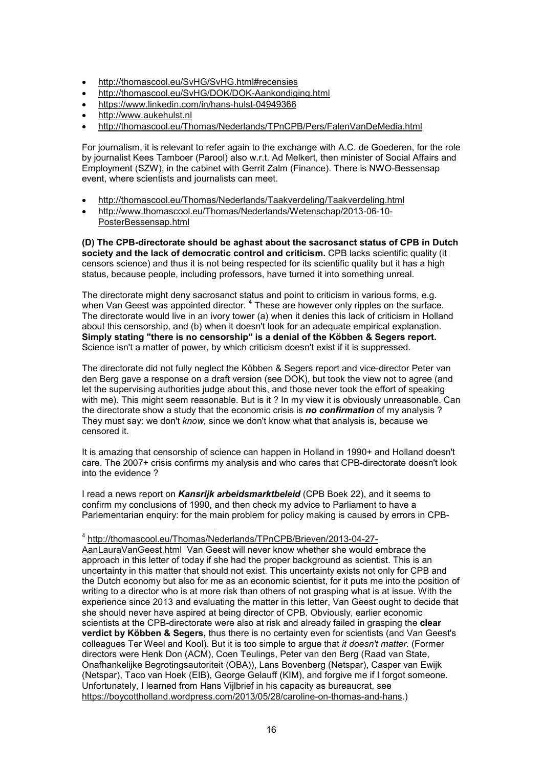- http://thomascool.eu/SvHG/SvHG.html#recensies
- http://thomascool.eu/SvHG/DOK/DOK-Aankondiging.html
- https://www.linkedin.com/in/hans-hulst-04949366
- http://www.aukehulst.nl
- http://thomascool.eu/Thomas/Nederlands/TPnCPB/Pers/FalenVanDeMedia.html

For journalism, it is relevant to refer again to the exchange with A.C. de Goederen, for the role by journalist Kees Tamboer (Parool) also w.r.t. Ad Melkert, then minister of Social Affairs and Employment (SZW), in the cabinet with Gerrit Zalm (Finance). There is NWO-Bessensap event, where scientists and journalists can meet.

- http://thomascool.eu/Thomas/Nederlands/Taakverdeling/Taakverdeling.html
- http://www.thomascool.eu/Thomas/Nederlands/Wetenschap/2013-06-10-PosterBessensap.html

**(D) The CPB-directorate should be aghast about the sacrosanct status of CPB in Dutch society and the lack of democratic control and criticism.** CPB lacks scientific quality (it censors science) and thus it is not being respected for its scientific quality but it has a high status, because people, including professors, have turned it into something unreal.

The directorate might deny sacrosanct status and point to criticism in various forms, e.g. when Van Geest was appointed director. [4] These are however only ripples on the surface. The directorate would live in an ivory tower (a) when it denies this lack of criticism in Holland about this censorship, and (b) when it doesn't look for an adequate empirical explanation. **Simply stating "there is no censorship" is a denial of the Köbben & Segers report.** Science isn't a matter of power, by which criticism doesn't exist if it is suppressed.

The directorate did not fully neglect the Köbben & Segers report and vice-director Peter van den Berg gave a response on a draft version (see DOK), but took the view not to agree (and let the supervising authorities judge about this, and those never took the effort of speaking with me). This might seem reasonable. But is it ? In my view it is obviously unreasonable. Can the directorate show a study that the economic crisis is ***no confirmation*** of my analysis ? They must say: we don't *know,* since we don't know what that analysis is, because we censored it.

It is amazing that censorship of science can happen in Holland in 1990+ and Holland doesn't care. The 2007+ crisis confirms my analysis and who cares that CPB-directorate doesn't look into the evidence ?

I read a news report on ***Kansrijk arbeidsmarktbeleid*** (CPB Boek 22), and it seems to confirm my conclusions of 1990, and then check my advice to Parliament to have a Parlementarian enquiry: for the main problem for policy making is caused by errors in CPB-

---

[4] http://thomascool.eu/Thomas/Nederlands/TPnCPB/Brieven/2013-04-27-AanLauraVanGeest.html Van Geest will never know whether she would embrace the approach in this letter of today if she had the proper background as scientist. This is an uncertainty in this matter that should not exist. This uncertainty exists not only for CPB and the Dutch economy but also for me as an economic scientist, for it puts me into the position of writing to a director who is at more risk than others of not grasping what is at issue. With the experience since 2013 and evaluating the matter in this letter, Van Geest ought to decide that she should never have aspired at being director of CPB. Obviously, earlier economic scientists at the CPB-directorate were also at risk and already failed in grasping the **clear verdict by Köbben & Segers,** thus there is no certainty even for scientists (and Van Geest's colleagues Ter Weel and Kool). But it is too simple to argue that *it doesn't matter.* (Former directors were Henk Don (ACM), Coen Teulings, Peter van den Berg (Raad van State, Onafhankelijke Begrotingsautoriteit (OBA)), Lans Bovenberg (Netspar), Casper van Ewijk (Netspar), Taco van Hoek (EIB), George Gelauff (KIM), and forgive me if I forgot someone. Unfortunately, I learned from Hans Vijlbrief in his capacity as bureaucrat, see https://boycottholland.wordpress.com/2013/05/28/caroline-on-thomas-and-hans.)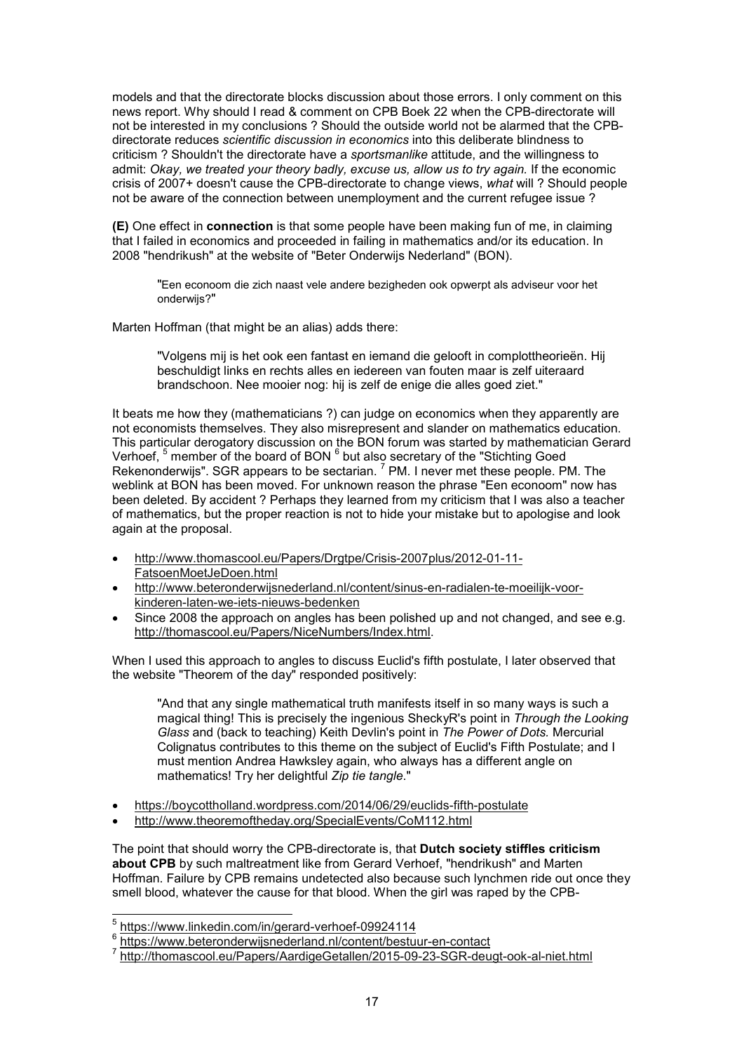models and that the directorate blocks discussion about those errors. I only comment on this news report. Why should I read & comment on CPB Boek 22 when the CPB-directorate will not be interested in my conclusions ? Should the outside world not be alarmed that the CPB-directorate reduces *scientific discussion in economics* into this deliberate blindness to criticism ? Shouldn't the directorate have a *sportsmanlike* attitude, and the willingness to admit: *Okay, we treated your theory badly, excuse us, allow us to try again.* If the economic crisis of 2007+ doesn't cause the CPB-directorate to change views, *what* will ? Should people not be aware of the connection between unemployment and the current refugee issue ?

**(E)** One effect in **connection** is that some people have been making fun of me, in claiming that I failed in economics and proceeded in failing in mathematics and/or its education. In 2008 "hendrikush" at the website of "Beter Onderwijs Nederland" (BON).

> "Een econoom die zich naast vele andere bezigheden ook opwerpt als adviseur voor het onderwijs?"

Marten Hoffman (that might be an alias) adds there:

> "Volgens mij is het ook een fantast en iemand die gelooft in complottheorieën. Hij beschuldigt links en rechts alles en iedereen van fouten maar is zelf uiteraard brandschoon. Nee mooier nog: hij is zelf de enige die alles goed ziet."

It beats me how they (mathematicians ?) can judge on economics when they apparently are not economists themselves. They also misrepresent and slander on mathematics education. This particular derogatory discussion on the BON forum was started by mathematician Gerard Verhoef, [5] member of the board of BON [6] but also secretary of the "Stichting Goed Rekenonderwijs". SGR appears to be sectarian. [7] PM. I never met these people. PM. The weblink at BON has been moved. For unknown reason the phrase "Een econoom" now has been deleted. By accident ? Perhaps they learned from my criticism that I was also a teacher of mathematics, but the proper reaction is not to hide your mistake but to apologise and look again at the proposal.

- http://www.thomascool.eu/Papers/Drgtpe/Crisis-2007plus/2012-01-11-FatsoenMoetJeDoen.html
- http://www.beteronderwijsnederland.nl/content/sinus-en-radialen-te-moeilijk-voor-kinderen-laten-we-iets-nieuws-bedenken
- Since 2008 the approach on angles has been polished up and not changed, and see e.g. http://thomascool.eu/Papers/NiceNumbers/Index.html.

When I used this approach to angles to discuss Euclid's fifth postulate, I later observed that the website "Theorem of the day" responded positively:

> "And that any single mathematical truth manifests itself in so many ways is such a magical thing! This is precisely the ingenious SheckyR's point in *Through the Looking Glass* and (back to teaching) Keith Devlin's point in *The Power of Dots.* Mercurial Colignatus contributes to this theme on the subject of Euclid's Fifth Postulate; and I must mention Andrea Hawksley again, who always has a different angle on mathematics! Try her delightful *Zip tie tangle*."

- https://boycottholland.wordpress.com/2014/06/29/euclids-fifth-postulate
- http://www.theoremoftheday.org/SpecialEvents/CoM112.html

The point that should worry the CPB-directorate is, that **Dutch society stiffles criticism about CPB** by such maltreatment like from Gerard Verhoef, "hendrikush" and Marten Hoffman. Failure by CPB remains undetected also because such lynchmen ride out once they smell blood, whatever the cause for that blood. When the girl was raped by the CPB-

---

[5] https://www.linkedin.com/in/gerard-verhoef-09924114

[6] https://www.beteronderwijsnederland.nl/content/bestuur-en-contact

[7] http://thomascool.eu/Papers/AardigeGetallen/2015-09-23-SGR-deugt-ook-al-niet.html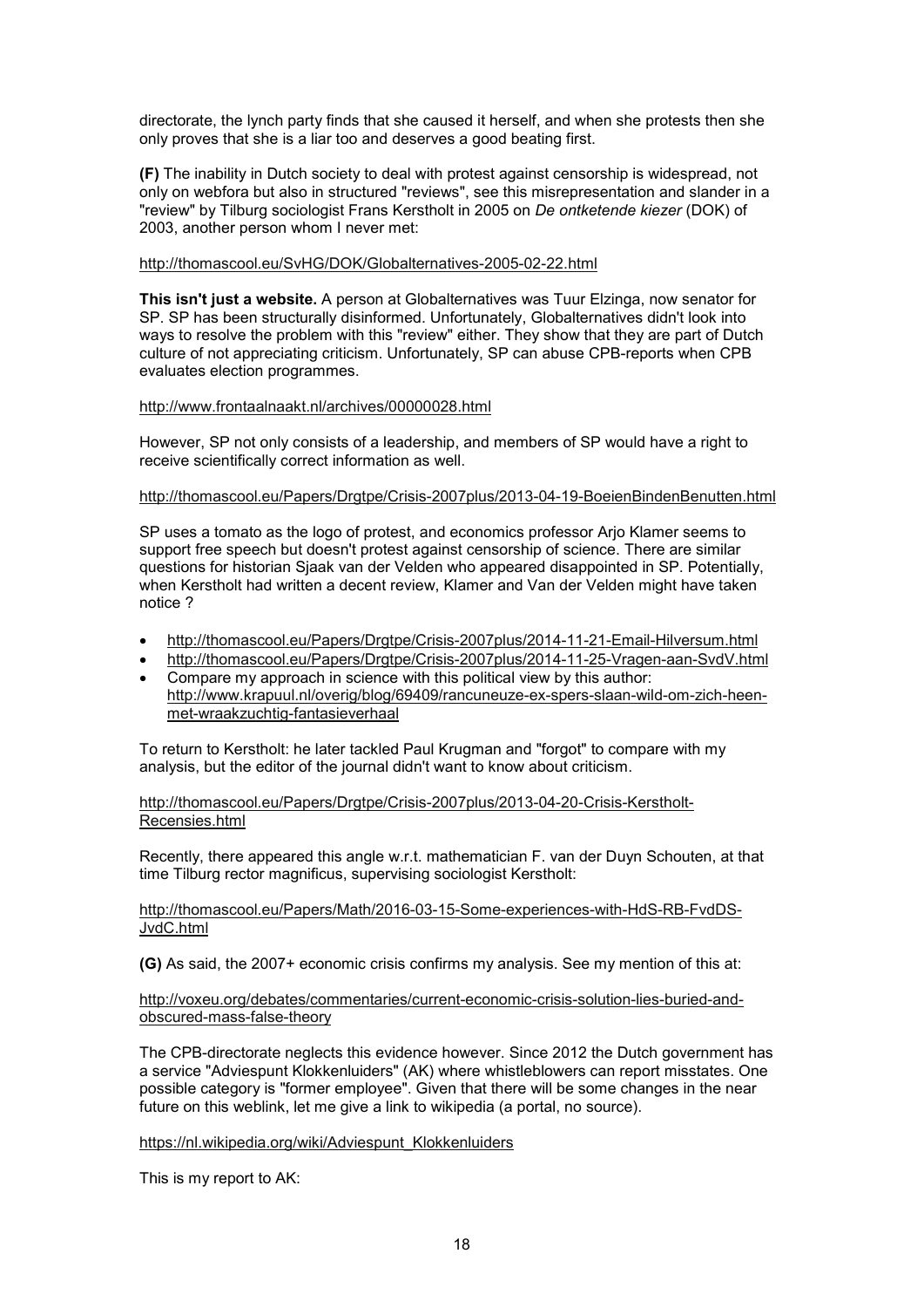directorate, the lynch party finds that she caused it herself, and when she protests then she only proves that she is a liar too and deserves a good beating first.

**(F)** The inability in Dutch society to deal with protest against censorship is widespread, not only on webfora but also in structured "reviews", see this misrepresentation and slander in a "review" by Tilburg sociologist Frans Kerstholt in 2005 on *De ontketende kiezer* (DOK) of 2003, another person whom I never met:

http://thomascool.eu/SvHG/DOK/Globalternatives-2005-02-22.html

**This isn't just a website.** A person at Globalternatives was Tuur Elzinga, now senator for SP. SP has been structurally disinformed. Unfortunately, Globalternatives didn't look into ways to resolve the problem with this "review" either. They show that they are part of Dutch culture of not appreciating criticism. Unfortunately, SP can abuse CPB-reports when CPB evaluates election programmes.

http://www.frontaalnaakt.nl/archives/00000028.html

However, SP not only consists of a leadership, and members of SP would have a right to receive scientifically correct information as well.

http://thomascool.eu/Papers/Drgtpe/Crisis-2007plus/2013-04-19-BoeienBindenBenutten.html

SP uses a tomato as the logo of protest, and economics professor Arjo Klamer seems to support free speech but doesn't protest against censorship of science. There are similar questions for historian Sjaak van der Velden who appeared disappointed in SP. Potentially, when Kerstholt had written a decent review, Klamer and Van der Velden might have taken notice ?

- http://thomascool.eu/Papers/Drgtpe/Crisis-2007plus/2014-11-21-Email-Hilversum.html
- http://thomascool.eu/Papers/Drgtpe/Crisis-2007plus/2014-11-25-Vragen-aan-SvdV.html
- Compare my approach in science with this political view by this author: http://www.krapuul.nl/overig/blog/69409/rancuneuze-ex-spers-slaan-wild-om-zich-heen-met-wraakzuchtig-fantasieverhaal

To return to Kerstholt: he later tackled Paul Krugman and "forgot" to compare with my analysis, but the editor of the journal didn't want to know about criticism.

http://thomascool.eu/Papers/Drgtpe/Crisis-2007plus/2013-04-20-Crisis-Kerstholt-Recensies.html

Recently, there appeared this angle w.r.t. mathematician F. van der Duyn Schouten, at that time Tilburg rector magnificus, supervising sociologist Kerstholt:

http://thomascool.eu/Papers/Math/2016-03-15-Some-experiences-with-HdS-RB-FvdDS-JvdC.html

**(G)** As said, the 2007+ economic crisis confirms my analysis. See my mention of this at:

http://voxeu.org/debates/commentaries/current-economic-crisis-solution-lies-buried-and-obscured-mass-false-theory

The CPB-directorate neglects this evidence however. Since 2012 the Dutch government has a service "Adviespunt Klokkenluiders" (AK) where whistleblowers can report misstates. One possible category is "former employee". Given that there will be some changes in the near future on this weblink, let me give a link to wikipedia (a portal, no source).

https://nl.wikipedia.org/wiki/Adviespunt_Klokkenluiders

This is my report to AK: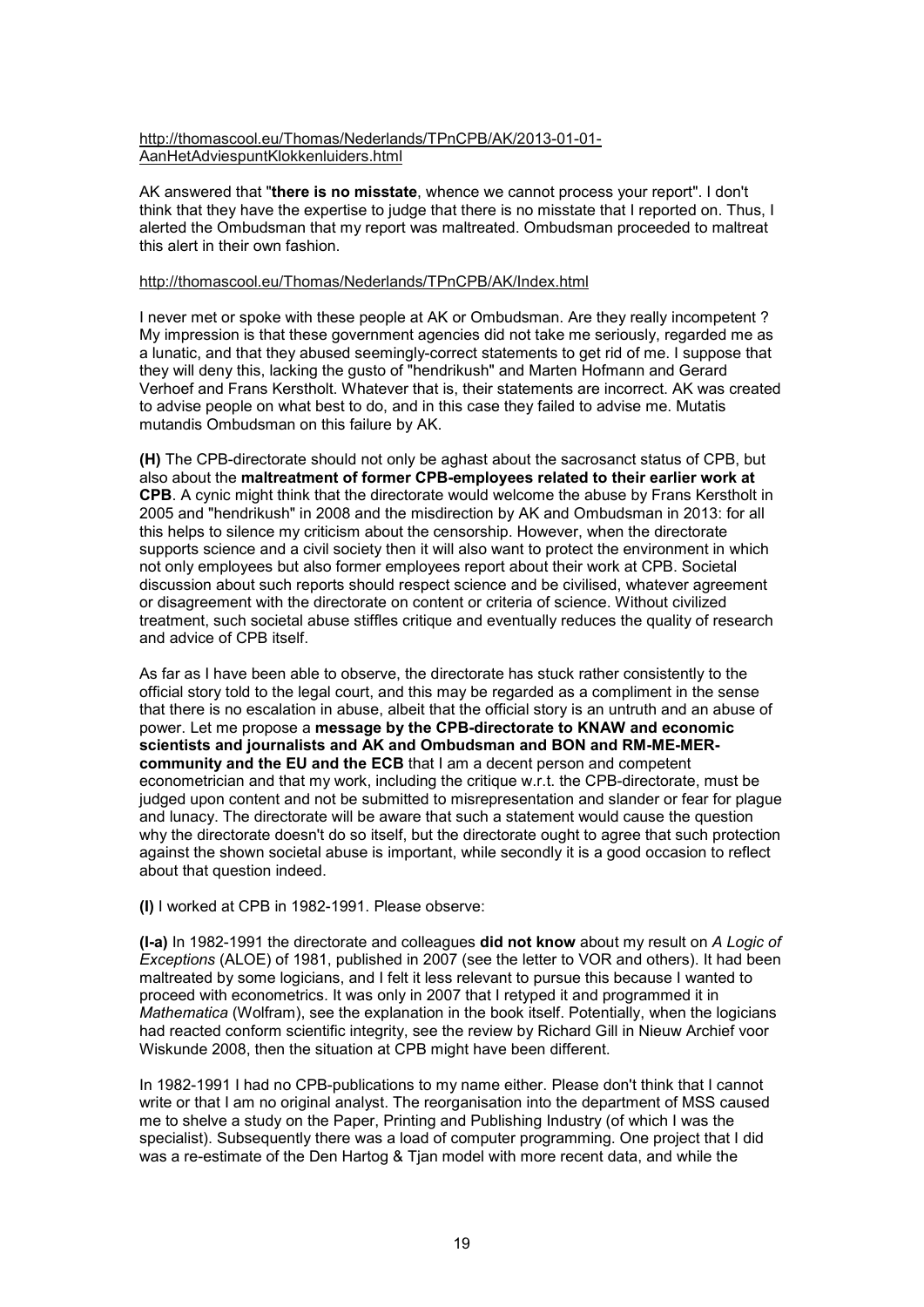http://thomascool.eu/Thomas/Nederlands/TPnCPB/AK/2013-01-01-AanHetAdviespuntKlokkenluiders.html

AK answered that "**there is no misstate**, whence we cannot process your report". I don't think that they have the expertise to judge that there is no misstate that I reported on. Thus, I alerted the Ombudsman that my report was maltreated. Ombudsman proceeded to maltreat this alert in their own fashion.

http://thomascool.eu/Thomas/Nederlands/TPnCPB/AK/Index.html

I never met or spoke with these people at AK or Ombudsman. Are they really incompetent ? My impression is that these government agencies did not take me seriously, regarded me as a lunatic, and that they abused seemingly-correct statements to get rid of me. I suppose that they will deny this, lacking the gusto of "hendrikush" and Marten Hofmann and Gerard Verhoef and Frans Kerstholt. Whatever that is, their statements are incorrect. AK was created to advise people on what best to do, and in this case they failed to advise me. Mutatis mutandis Ombudsman on this failure by AK.

**(H)** The CPB-directorate should not only be aghast about the sacrosanct status of CPB, but also about the **maltreatment of former CPB-employees related to their earlier work at CPB**. A cynic might think that the directorate would welcome the abuse by Frans Kerstholt in 2005 and "hendrikush" in 2008 and the misdirection by AK and Ombudsman in 2013: for all this helps to silence my criticism about the censorship. However, when the directorate supports science and a civil society then it will also want to protect the environment in which not only employees but also former employees report about their work at CPB. Societal discussion about such reports should respect science and be civilised, whatever agreement or disagreement with the directorate on content or criteria of science. Without civilized treatment, such societal abuse stiffles critique and eventually reduces the quality of research and advice of CPB itself.

As far as I have been able to observe, the directorate has stuck rather consistently to the official story told to the legal court, and this may be regarded as a compliment in the sense that there is no escalation in abuse, albeit that the official story is an untruth and an abuse of power. Let me propose a **message by the CPB-directorate to KNAW and economic scientists and journalists and AK and Ombudsman and BON and RM-ME-MER-community and the EU and the ECB** that I am a decent person and competent econometrician and that my work, including the critique w.r.t. the CPB-directorate, must be judged upon content and not be submitted to misrepresentation and slander or fear for plague and lunacy. The directorate will be aware that such a statement would cause the question why the directorate doesn't do so itself, but the directorate ought to agree that such protection against the shown societal abuse is important, while secondly it is a good occasion to reflect about that question indeed.

**(I)** I worked at CPB in 1982-1991. Please observe:

**(I-a)** In 1982-1991 the directorate and colleagues **did not know** about my result on *A Logic of Exceptions* (ALOE) of 1981, published in 2007 (see the letter to VOR and others). It had been maltreated by some logicians, and I felt it less relevant to pursue this because I wanted to proceed with econometrics. It was only in 2007 that I retyped it and programmed it in *Mathematica* (Wolfram), see the explanation in the book itself. Potentially, when the logicians had reacted conform scientific integrity, see the review by Richard Gill in Nieuw Archief voor Wiskunde 2008, then the situation at CPB might have been different.

In 1982-1991 I had no CPB-publications to my name either. Please don't think that I cannot write or that I am no original analyst. The reorganisation into the department of MSS caused me to shelve a study on the Paper, Printing and Publishing Industry (of which I was the specialist). Subsequently there was a load of computer programming. One project that I did was a re-estimate of the Den Hartog & Tjan model with more recent data, and while the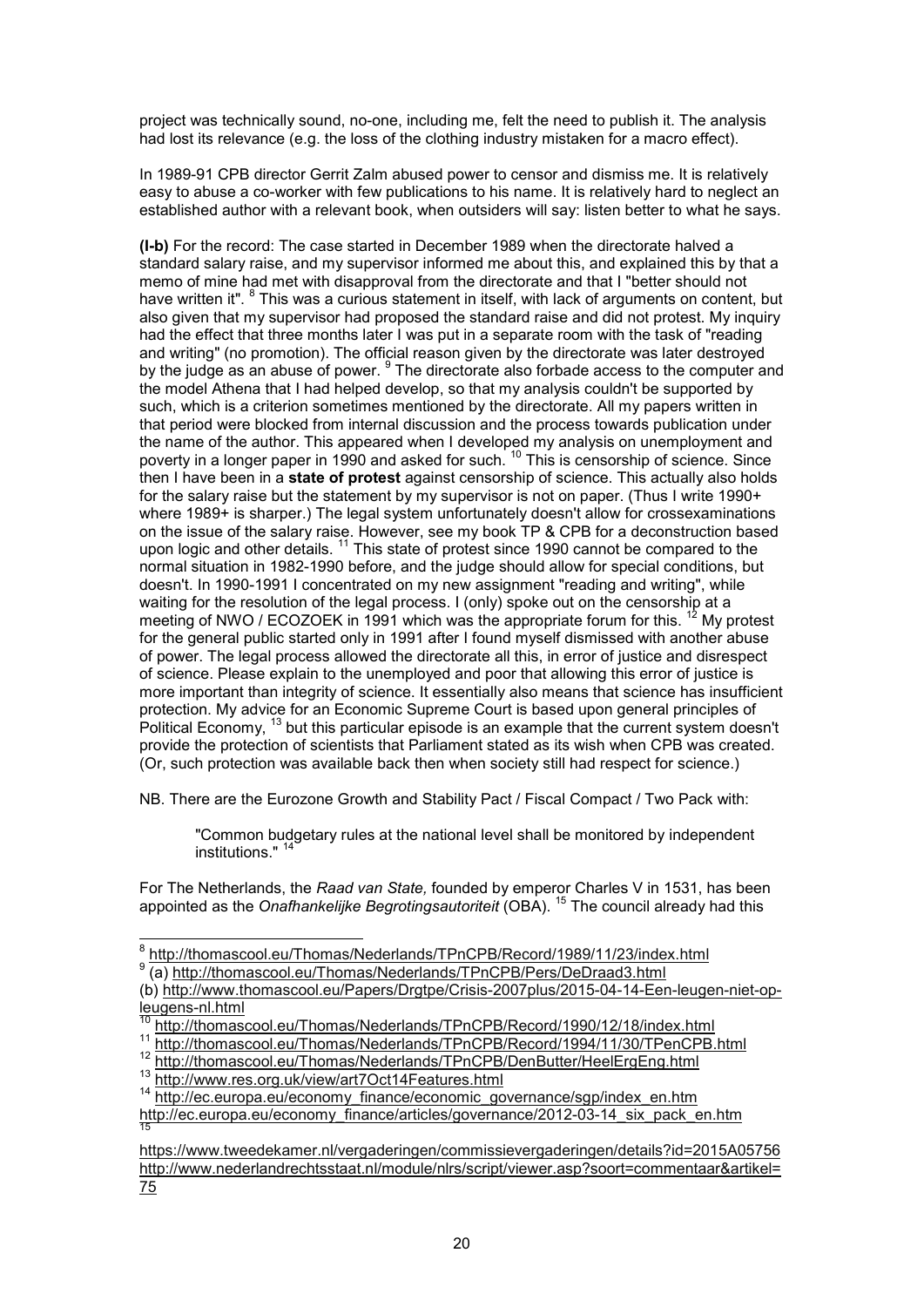project was technically sound, no-one, including me, felt the need to publish it. The analysis had lost its relevance (e.g. the loss of the clothing industry mistaken for a macro effect).

In 1989-91 CPB director Gerrit Zalm abused power to censor and dismiss me. It is relatively easy to abuse a co-worker with few publications to his name. It is relatively hard to neglect an established author with a relevant book, when outsiders will say: listen better to what he says.

**(I-b)** For the record: The case started in December 1989 when the directorate halved a standard salary raise, and my supervisor informed me about this, and explained this by that a memo of mine had met with disapproval from the directorate and that I "better should not have written it". [8] This was a curious statement in itself, with lack of arguments on content, but also given that my supervisor had proposed the standard raise and did not protest. My inquiry had the effect that three months later I was put in a separate room with the task of "reading and writing" (no promotion). The official reason given by the directorate was later destroyed by the judge as an abuse of power. [9] The directorate also forbade access to the computer and the model Athena that I had helped develop, so that my analysis couldn't be supported by such, which is a criterion sometimes mentioned by the directorate. All my papers written in that period were blocked from internal discussion and the process towards publication under the name of the author. This appeared when I developed my analysis on unemployment and poverty in a longer paper in 1990 and asked for such. [10] This is censorship of science. Since then I have been in a **state of protest** against censorship of science. This actually also holds for the salary raise but the statement by my supervisor is not on paper. (Thus I write 1990+ where 1989+ is sharper.) The legal system unfortunately doesn't allow for crossexaminations on the issue of the salary raise. However, see my book TP & CPB for a deconstruction based upon logic and other details. [11] This state of protest since 1990 cannot be compared to the normal situation in 1982-1990 before, and the judge should allow for special conditions, but doesn't. In 1990-1991 I concentrated on my new assignment "reading and writing", while waiting for the resolution of the legal process. I (only) spoke out on the censorship at a meeting of NWO / ECOZOEK in 1991 which was the appropriate forum for this. [12] My protest for the general public started only in 1991 after I found myself dismissed with another abuse of power. The legal process allowed the directorate all this, in error of justice and disrespect of science. Please explain to the unemployed and poor that allowing this error of justice is more important than integrity of science. It essentially also means that science has insufficient protection. My advice for an Economic Supreme Court is based upon general principles of Political Economy, [13] but this particular episode is an example that the current system doesn't provide the protection of scientists that Parliament stated as its wish when CPB was created. (Or, such protection was available back then when society still had respect for science.)

NB. There are the Eurozone Growth and Stability Pact / Fiscal Compact / Two Pack with:

> "Common budgetary rules at the national level shall be monitored by independent institutions." [14]

For The Netherlands, the *Raad van State,* founded by emperor Charles V in 1531, has been appointed as the *Onafhankelijke Begrotingsautoriteit* (OBA). [15] The council already had this

---

[8] http://thomascool.eu/Thomas/Nederlands/TPnCPB/Record/1989/11/23/index.html

[9] (a) http://thomascool.eu/Thomas/Nederlands/TPnCPB/Pers/DeDraad3.html
(b) http://www.thomascool.eu/Papers/Drgtpe/Crisis-2007plus/2015-04-14-Een-leugen-niet-op-leugens-nl.html

[10] http://thomascool.eu/Thomas/Nederlands/TPnCPB/Record/1990/12/18/index.html

[11] http://thomascool.eu/Thomas/Nederlands/TPnCPB/Record/1994/11/30/TPenCPB.html

[12] http://thomascool.eu/Thomas/Nederlands/TPnCPB/DenButter/HeelErgEng.html

[13] http://www.res.org.uk/view/art7Oct14Features.html

[14] http://ec.europa.eu/economy_finance/economic_governance/sgp/index_en.htm
http://ec.europa.eu/economy_finance/articles/governance/2012-03-14_six_pack_en.htm

[15] https://www.tweedekamer.nl/vergaderingen/commissievergaderingen/details?id=2015A05756
http://www.nederlandrechtsstaat.nl/module/nlrs/script/viewer.asp?soort=commentaar&artikel=75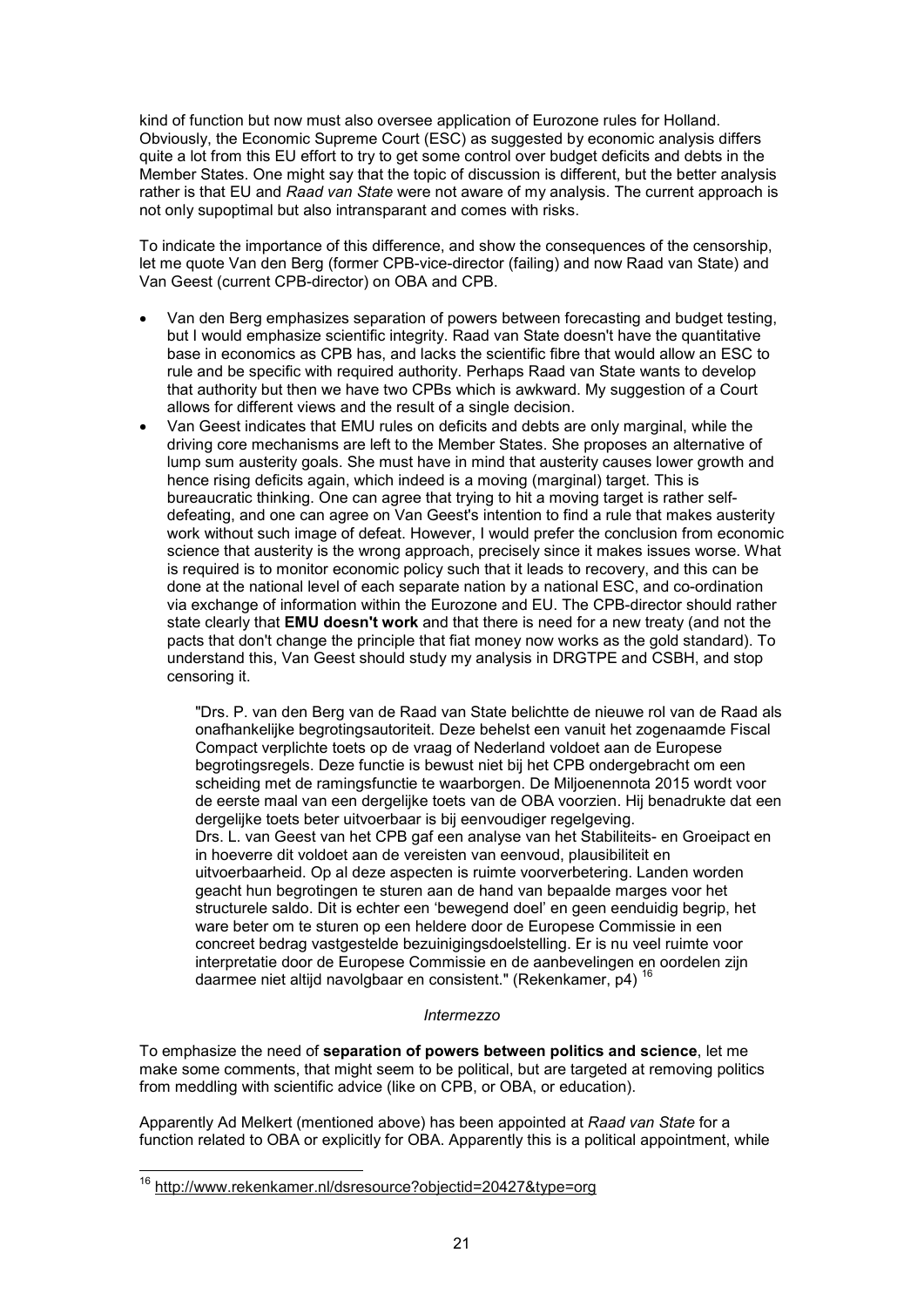kind of function but now must also oversee application of Eurozone rules for Holland. Obviously, the Economic Supreme Court (ESC) as suggested by economic analysis differs quite a lot from this EU effort to try to get some control over budget deficits and debts in the Member States. One might say that the topic of discussion is different, but the better analysis rather is that EU and *Raad van State* were not aware of my analysis. The current approach is not only supoptimal but also intransparant and comes with risks.

To indicate the importance of this difference, and show the consequences of the censorship, let me quote Van den Berg (former CPB-vice-director (failing) and now Raad van State) and Van Geest (current CPB-director) on OBA and CPB.

- Van den Berg emphasizes separation of powers between forecasting and budget testing, but I would emphasize scientific integrity. Raad van State doesn't have the quantitative base in economics as CPB has, and lacks the scientific fibre that would allow an ESC to rule and be specific with required authority. Perhaps Raad van State wants to develop that authority but then we have two CPBs which is awkward. My suggestion of a Court allows for different views and the result of a single decision.
- Van Geest indicates that EMU rules on deficits and debts are only marginal, while the driving core mechanisms are left to the Member States. She proposes an alternative of lump sum austerity goals. She must have in mind that austerity causes lower growth and hence rising deficits again, which indeed is a moving (marginal) target. This is bureaucratic thinking. One can agree that trying to hit a moving target is rather self-defeating, and one can agree on Van Geest's intention to find a rule that makes austerity work without such image of defeat. However, I would prefer the conclusion from economic science that austerity is the wrong approach, precisely since it makes issues worse. What is required is to monitor economic policy such that it leads to recovery, and this can be done at the national level of each separate nation by a national ESC, and co-ordination via exchange of information within the Eurozone and EU. The CPB-director should rather state clearly that **EMU doesn't work** and that there is need for a new treaty (and not the pacts that don't change the principle that fiat money now works as the gold standard). To understand this, Van Geest should study my analysis in DRGTPE and CSBH, and stop censoring it.

> "Drs. P. van den Berg van de Raad van State belichtte de nieuwe rol van de Raad als onafhankelijke begrotingsautoriteit. Deze behelst een vanuit het zogenaamde Fiscal Compact verplichte toets op de vraag of Nederland voldoet aan de Europese begrotingsregels. Deze functie is bewust niet bij het CPB ondergebracht om een scheiding met de ramingsfunctie te waarborgen. De Miljoenennota 2015 wordt voor de eerste maal van een dergelijke toets van de OBA voorzien. Hij benadrukte dat een dergelijke toets beter uitvoerbaar is bij eenvoudiger regelgeving.
> Drs. L. van Geest van het CPB gaf een analyse van het Stabiliteits- en Groeipact en in hoeverre dit voldoet aan de vereisten van eenvoud, plausibiliteit en uitvoerbaarheid. Op al deze aspecten is ruimte voorverbetering. Landen worden geacht hun begrotingen te sturen aan de hand van bepaalde marges voor het structurele saldo. Dit is echter een 'bewegend doel' en geen eenduidig begrip, het ware beter om te sturen op een heldere door de Europese Commissie in een concreet bedrag vastgestelde bezuinigingsdoelstelling. Er is nu veel ruimte voor interpretatie door de Europese Commissie en de aanbevelingen en oordelen zijn daarmee niet altijd navolgbaar en consistent." (Rekenkamer, p4) [16]

*Intermezzo*

To emphasize the need of **separation of powers between politics and science**, let me make some comments, that might seem to be political, but are targeted at removing politics from meddling with scientific advice (like on CPB, or OBA, or education).

Apparently Ad Melkert (mentioned above) has been appointed at *Raad van State* for a function related to OBA or explicitly for OBA. Apparently this is a political appointment, while

[16] http://www.rekenkamer.nl/dsresource?objectid=20427&type=org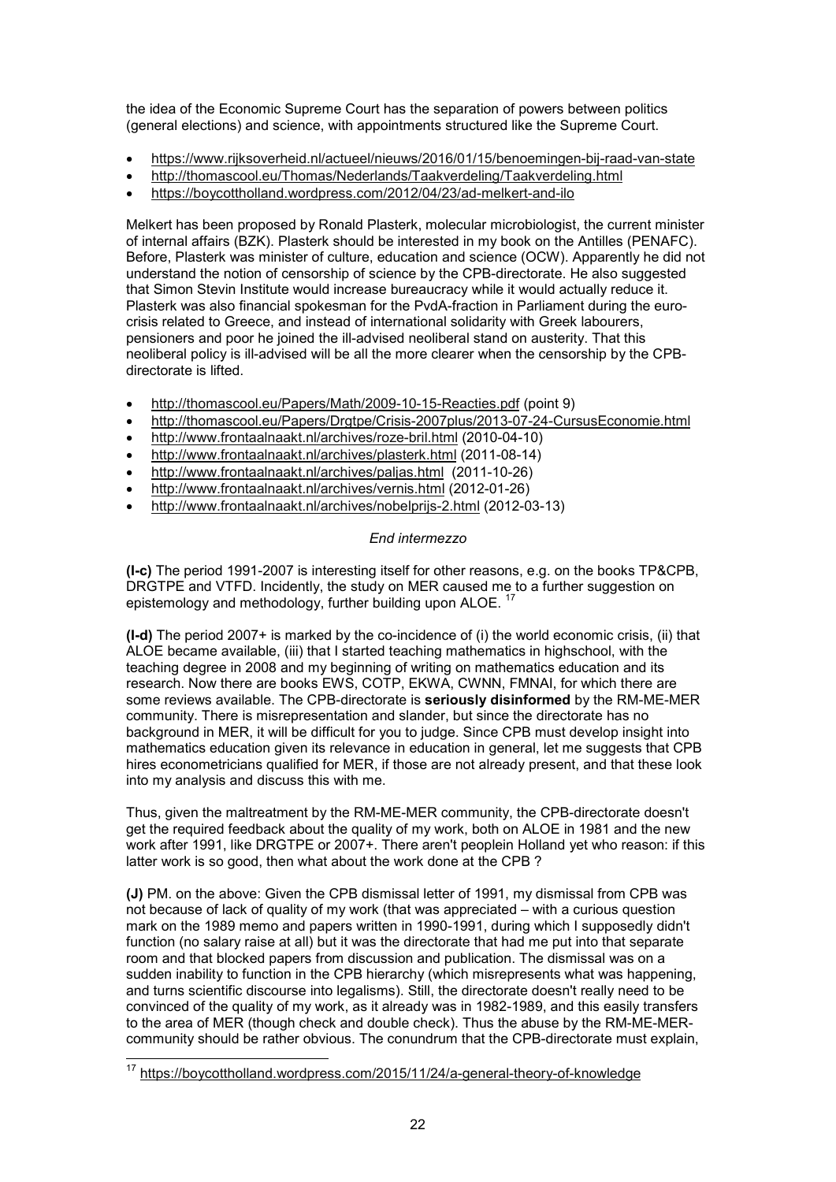the idea of the Economic Supreme Court has the separation of powers between politics (general elections) and science, with appointments structured like the Supreme Court.

- https://www.rijksoverheid.nl/actueel/nieuws/2016/01/15/benoemingen-bij-raad-van-state
- http://thomascool.eu/Thomas/Nederlands/Taakverdeling/Taakverdeling.html
- https://boycottholland.wordpress.com/2012/04/23/ad-melkert-and-ilo

Melkert has been proposed by Ronald Plasterk, molecular microbiologist, the current minister of internal affairs (BZK). Plasterk should be interested in my book on the Antilles (PENAFC). Before, Plasterk was minister of culture, education and science (OCW). Apparently he did not understand the notion of censorship of science by the CPB-directorate. He also suggested that Simon Stevin Institute would increase bureaucracy while it would actually reduce it. Plasterk was also financial spokesman for the PvdA-fraction in Parliament during the euro-crisis related to Greece, and instead of international solidarity with Greek labourers, pensioners and poor he joined the ill-advised neoliberal stand on austerity. That this neoliberal policy is ill-advised will be all the more clearer when the censorship by the CPB-directorate is lifted.

- http://thomascool.eu/Papers/Math/2009-10-15-Reacties.pdf (point 9)
- http://thomascool.eu/Papers/Drgtpe/Crisis-2007plus/2013-07-24-CursusEconomie.html
- http://www.frontaalnaakt.nl/archives/roze-bril.html (2010-04-10)
- http://www.frontaalnaakt.nl/archives/plasterk.html (2011-08-14)
- http://www.frontaalnaakt.nl/archives/paljas.html (2011-10-26)
- http://www.frontaalnaakt.nl/archives/vernis.html (2012-01-26)
- http://www.frontaalnaakt.nl/archives/nobelprijs-2.html (2012-03-13)

*End intermezzo*

**(I-c)** The period 1991-2007 is interesting itself for other reasons, e.g. on the books TP&CPB, DRGTPE and VTFD. Incidently, the study on MER caused me to a further suggestion on epistemology and methodology, further building upon ALOE. [17]

**(I-d)** The period 2007+ is marked by the co-incidence of (i) the world economic crisis, (ii) that ALOE became available, (iii) that I started teaching mathematics in highschool, with the teaching degree in 2008 and my beginning of writing on mathematics education and its research. Now there are books EWS, COTP, EKWA, CWNN, FMNAI, for which there are some reviews available. The CPB-directorate is **seriously disinformed** by the RM-ME-MER community. There is misrepresentation and slander, but since the directorate has no background in MER, it will be difficult for you to judge. Since CPB must develop insight into mathematics education given its relevance in education in general, let me suggests that CPB hires econometricians qualified for MER, if those are not already present, and that these look into my analysis and discuss this with me.

Thus, given the maltreatment by the RM-ME-MER community, the CPB-directorate doesn't get the required feedback about the quality of my work, both on ALOE in 1981 and the new work after 1991, like DRGTPE or 2007+. There aren't peoplein Holland yet who reason: if this latter work is so good, then what about the work done at the CPB ?

**(J)** PM. on the above: Given the CPB dismissal letter of 1991, my dismissal from CPB was not because of lack of quality of my work (that was appreciated – with a curious question mark on the 1989 memo and papers written in 1990-1991, during which I supposedly didn't function (no salary raise at all) but it was the directorate that had me put into that separate room and that blocked papers from discussion and publication. The dismissal was on a sudden inability to function in the CPB hierarchy (which misrepresents what was happening, and turns scientific discourse into legalisms). Still, the directorate doesn't really need to be convinced of the quality of my work, as it already was in 1982-1989, and this easily transfers to the area of MER (though check and double check). Thus the abuse by the RM-ME-MER-community should be rather obvious. The conundrum that the CPB-directorate must explain,

[17] https://boycottholland.wordpress.com/2015/11/24/a-general-theory-of-knowledge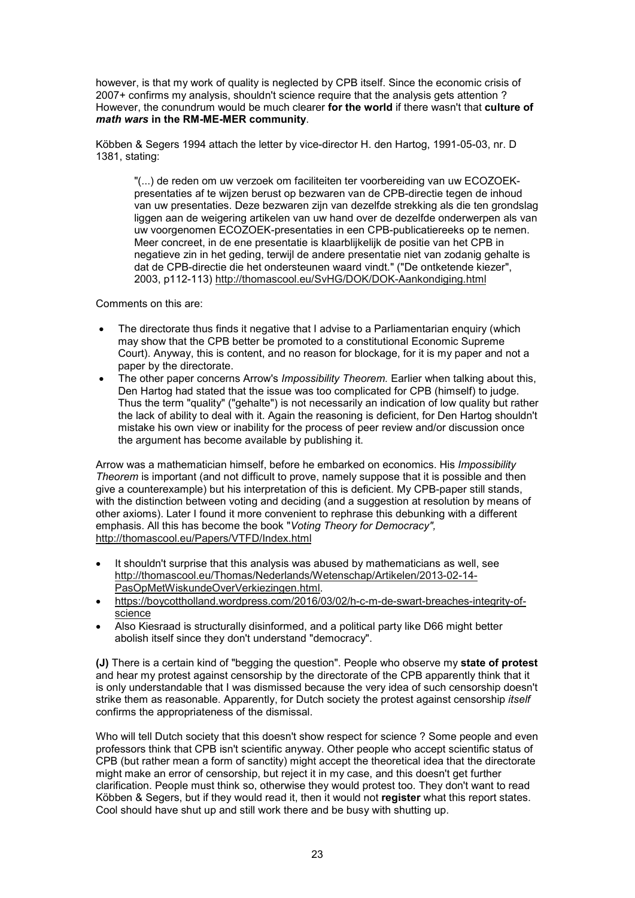however, is that my work of quality is neglected by CPB itself. Since the economic crisis of 2007+ confirms my analysis, shouldn't science require that the analysis gets attention ? However, the conundrum would be much clearer **for the world** if there wasn't that **culture of *math wars* in the RM-ME-MER community**.

Köbben & Segers 1994 attach the letter by vice-director H. den Hartog, 1991-05-03, nr. D 1381, stating:

> "(...) de reden om uw verzoek om faciliteiten ter voorbereiding van uw ECOZOEK-presentaties af te wijzen berust op bezwaren van de CPB-directie tegen de inhoud van uw presentaties. Deze bezwaren zijn van dezelfde strekking als die ten grondslag liggen aan de weigering artikelen van uw hand over de dezelfde onderwerpen als van uw voorgenomen ECOZOEK-presentaties in een CPB-publicatiereeks op te nemen. Meer concreet, in de ene presentatie is klaarblijkelijk de positie van het CPB in negatieve zin in het geding, terwijl de andere presentatie niet van zodanig gehalte is dat de CPB-directie die het ondersteunen waard vindt." ("De ontketende kiezer", 2003, p112-113) http://thomascool.eu/SvHG/DOK/DOK-Aankondiging.html

Comments on this are:

- The directorate thus finds it negative that I advise to a Parliamentarian enquiry (which may show that the CPB better be promoted to a constitutional Economic Supreme Court). Anyway, this is content, and no reason for blockage, for it is my paper and not a paper by the directorate.
- The other paper concerns Arrow's *Impossibility Theorem.* Earlier when talking about this, Den Hartog had stated that the issue was too complicated for CPB (himself) to judge. Thus the term "quality" ("gehalte") is not necessarily an indication of low quality but rather the lack of ability to deal with it. Again the reasoning is deficient, for Den Hartog shouldn't mistake his own view or inability for the process of peer review and/or discussion once the argument has become available by publishing it.

Arrow was a mathematician himself, before he embarked on economics. His *Impossibility Theorem* is important (and not difficult to prove, namely suppose that it is possible and then give a counterexample) but his interpretation of this is deficient. My CPB-paper still stands, with the distinction between voting and deciding (and a suggestion at resolution by means of other axioms). Later I found it more convenient to rephrase this debunking with a different emphasis. All this has become the book "*Voting Theory for Democracy",* http://thomascool.eu/Papers/VTFD/Index.html

- It shouldn't surprise that this analysis was abused by mathematicians as well, see http://thomascool.eu/Thomas/Nederlands/Wetenschap/Artikelen/2013-02-14-PasOpMetWiskundeOverVerkiezingen.html.
- https://boycottholland.wordpress.com/2016/03/02/h-c-m-de-swart-breaches-integrity-of-science
- Also Kiesraad is structurally disinformed, and a political party like D66 might better abolish itself since they don't understand "democracy".

**(J)** There is a certain kind of "begging the question". People who observe my **state of protest** and hear my protest against censorship by the directorate of the CPB apparently think that it is only understandable that I was dismissed because the very idea of such censorship doesn't strike them as reasonable. Apparently, for Dutch society the protest against censorship *itself* confirms the appropriateness of the dismissal.

Who will tell Dutch society that this doesn't show respect for science ? Some people and even professors think that CPB isn't scientific anyway. Other people who accept scientific status of CPB (but rather mean a form of sanctity) might accept the theoretical idea that the directorate might make an error of censorship, but reject it in my case, and this doesn't get further clarification. People must think so, otherwise they would protest too. They don't want to read Köbben & Segers, but if they would read it, then it would not **register** what this report states. Cool should have shut up and still work there and be busy with shutting up.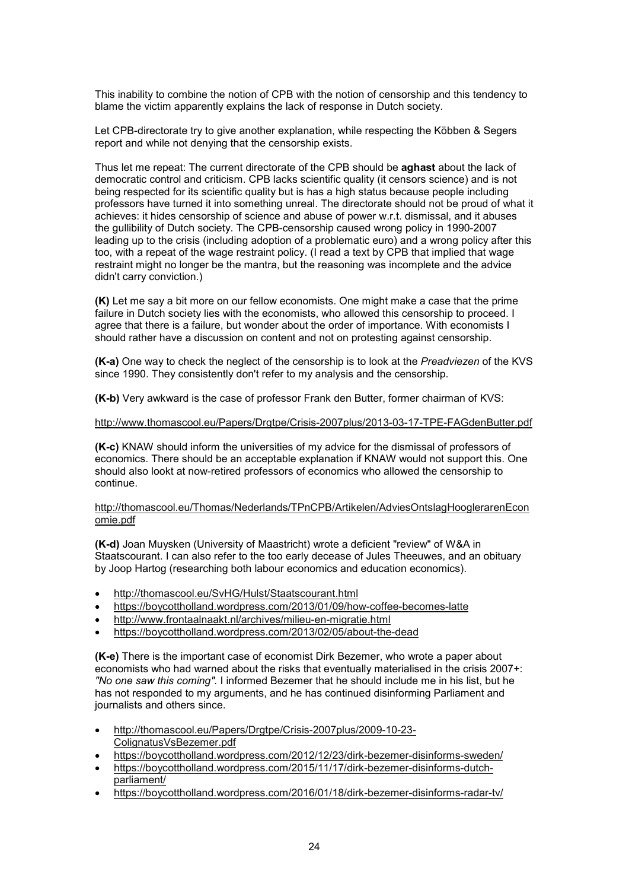This inability to combine the notion of CPB with the notion of censorship and this tendency to blame the victim apparently explains the lack of response in Dutch society.

Let CPB-directorate try to give another explanation, while respecting the Köbben & Segers report and while not denying that the censorship exists.

Thus let me repeat: The current directorate of the CPB should be **aghast** about the lack of democratic control and criticism. CPB lacks scientific quality (it censors science) and is not being respected for its scientific quality but is has a high status because people including professors have turned it into something unreal. The directorate should not be proud of what it achieves: it hides censorship of science and abuse of power w.r.t. dismissal, and it abuses the gullibility of Dutch society. The CPB-censorship caused wrong policy in 1990-2007 leading up to the crisis (including adoption of a problematic euro) and a wrong policy after this too, with a repeat of the wage restraint policy. (I read a text by CPB that implied that wage restraint might no longer be the mantra, but the reasoning was incomplete and the advice didn't carry conviction.)

**(K)** Let me say a bit more on our fellow economists. One might make a case that the prime failure in Dutch society lies with the economists, who allowed this censorship to proceed. I agree that there is a failure, but wonder about the order of importance. With economists I should rather have a discussion on content and not on protesting against censorship.

**(K-a)** One way to check the neglect of the censorship is to look at the *Preadviezen* of the KVS since 1990. They consistently don't refer to my analysis and the censorship.

**(K-b)** Very awkward is the case of professor Frank den Butter, former chairman of KVS:

http://www.thomascool.eu/Papers/Drgtpe/Crisis-2007plus/2013-03-17-TPE-FAGdenButter.pdf

**(K-c)** KNAW should inform the universities of my advice for the dismissal of professors of economics. There should be an acceptable explanation if KNAW would not support this. One should also lookt at now-retired professors of economics who allowed the censorship to continue.

http://thomascool.eu/Thomas/Nederlands/TPnCPB/Artikelen/AdviesOntslagHooglerarenEconomie.pdf

**(K-d)** Joan Muysken (University of Maastricht) wrote a deficient "review" of W&A in Staatscourant. I can also refer to the too early decease of Jules Theeuwes, and an obituary by Joop Hartog (researching both labour economics and education economics).

- http://thomascool.eu/SvHG/Hulst/Staatscourant.html
- https://boycottholland.wordpress.com/2013/01/09/how-coffee-becomes-latte
- http://www.frontaalnaakt.nl/archives/milieu-en-migratie.html
- https://boycottholland.wordpress.com/2013/02/05/about-the-dead

**(K-e)** There is the important case of economist Dirk Bezemer, who wrote a paper about economists who had warned about the risks that eventually materialised in the crisis 2007+: *"No one saw this coming".* I informed Bezemer that he should include me in his list, but he has not responded to my arguments, and he has continued disinforming Parliament and journalists and others since.

- http://thomascool.eu/Papers/Drgtpe/Crisis-2007plus/2009-10-23-ColignatusVsBezemer.pdf
- https://boycottholland.wordpress.com/2012/12/23/dirk-bezemer-disinforms-sweden/
- https://boycottholland.wordpress.com/2015/11/17/dirk-bezemer-disinforms-dutch-parliament/
- https://boycottholland.wordpress.com/2016/01/18/dirk-bezemer-disinforms-radar-tv/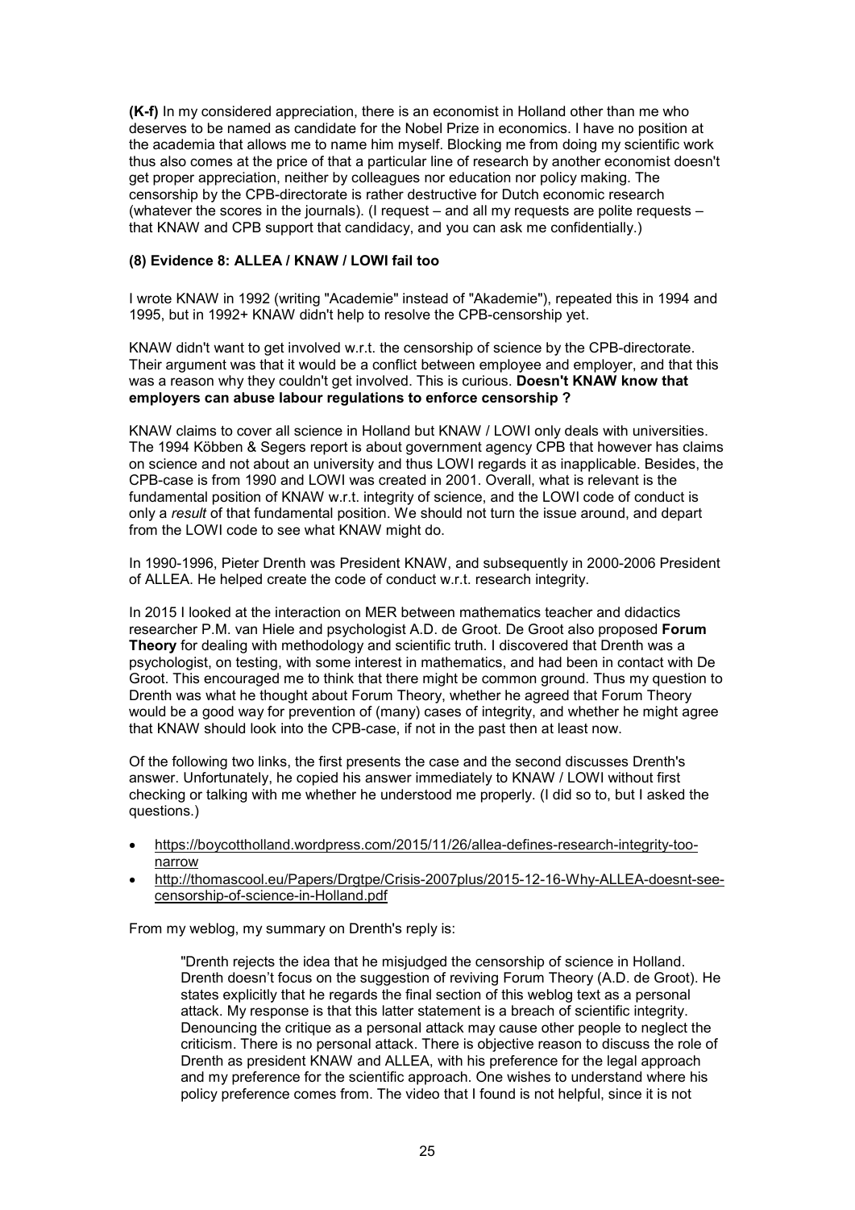**(K-f)** In my considered appreciation, there is an economist in Holland other than me who deserves to be named as candidate for the Nobel Prize in economics. I have no position at the academia that allows me to name him myself. Blocking me from doing my scientific work thus also comes at the price of that a particular line of research by another economist doesn't get proper appreciation, neither by colleagues nor education nor policy making. The censorship by the CPB-directorate is rather destructive for Dutch economic research (whatever the scores in the journals). (I request – and all my requests are polite requests – that KNAW and CPB support that candidacy, and you can ask me confidentially.)

### (8) Evidence 8: ALLEA / KNAW / LOWI fail too

I wrote KNAW in 1992 (writing "Academie" instead of "Akademie"), repeated this in 1994 and 1995, but in 1992+ KNAW didn't help to resolve the CPB-censorship yet.

KNAW didn't want to get involved w.r.t. the censorship of science by the CPB-directorate. Their argument was that it would be a conflict between employee and employer, and that this was a reason why they couldn't get involved. This is curious. **Doesn't KNAW know that employers can abuse labour regulations to enforce censorship ?**

KNAW claims to cover all science in Holland but KNAW / LOWI only deals with universities. The 1994 Köbben & Segers report is about government agency CPB that however has claims on science and not about an university and thus LOWI regards it as inapplicable. Besides, the CPB-case is from 1990 and LOWI was created in 2001. Overall, what is relevant is the fundamental position of KNAW w.r.t. integrity of science, and the LOWI code of conduct is only a *result* of that fundamental position. We should not turn the issue around, and depart from the LOWI code to see what KNAW might do.

In 1990-1996, Pieter Drenth was President KNAW, and subsequently in 2000-2006 President of ALLEA. He helped create the code of conduct w.r.t. research integrity.

In 2015 I looked at the interaction on MER between mathematics teacher and didactics researcher P.M. van Hiele and psychologist A.D. de Groot. De Groot also proposed **Forum Theory** for dealing with methodology and scientific truth. I discovered that Drenth was a psychologist, on testing, with some interest in mathematics, and had been in contact with De Groot. This encouraged me to think that there might be common ground. Thus my question to Drenth was what he thought about Forum Theory, whether he agreed that Forum Theory would be a good way for prevention of (many) cases of integrity, and whether he might agree that KNAW should look into the CPB-case, if not in the past then at least now.

Of the following two links, the first presents the case and the second discusses Drenth's answer. Unfortunately, he copied his answer immediately to KNAW / LOWI without first checking or talking with me whether he understood me properly. (I did so to, but I asked the questions.)

- https://boycottholland.wordpress.com/2015/11/26/allea-defines-research-integrity-too-narrow
- http://thomascool.eu/Papers/Drgtpe/Crisis-2007plus/2015-12-16-Why-ALLEA-doesnt-see-censorship-of-science-in-Holland.pdf

From my weblog, my summary on Drenth's reply is:

> "Drenth rejects the idea that he misjudged the censorship of science in Holland. Drenth doesn't focus on the suggestion of reviving Forum Theory (A.D. de Groot). He states explicitly that he regards the final section of this weblog text as a personal attack. My response is that this latter statement is a breach of scientific integrity. Denouncing the critique as a personal attack may cause other people to neglect the criticism. There is no personal attack. There is objective reason to discuss the role of Drenth as president KNAW and ALLEA, with his preference for the legal approach and my preference for the scientific approach. One wishes to understand where his policy preference comes from. The video that I found is not helpful, since it is not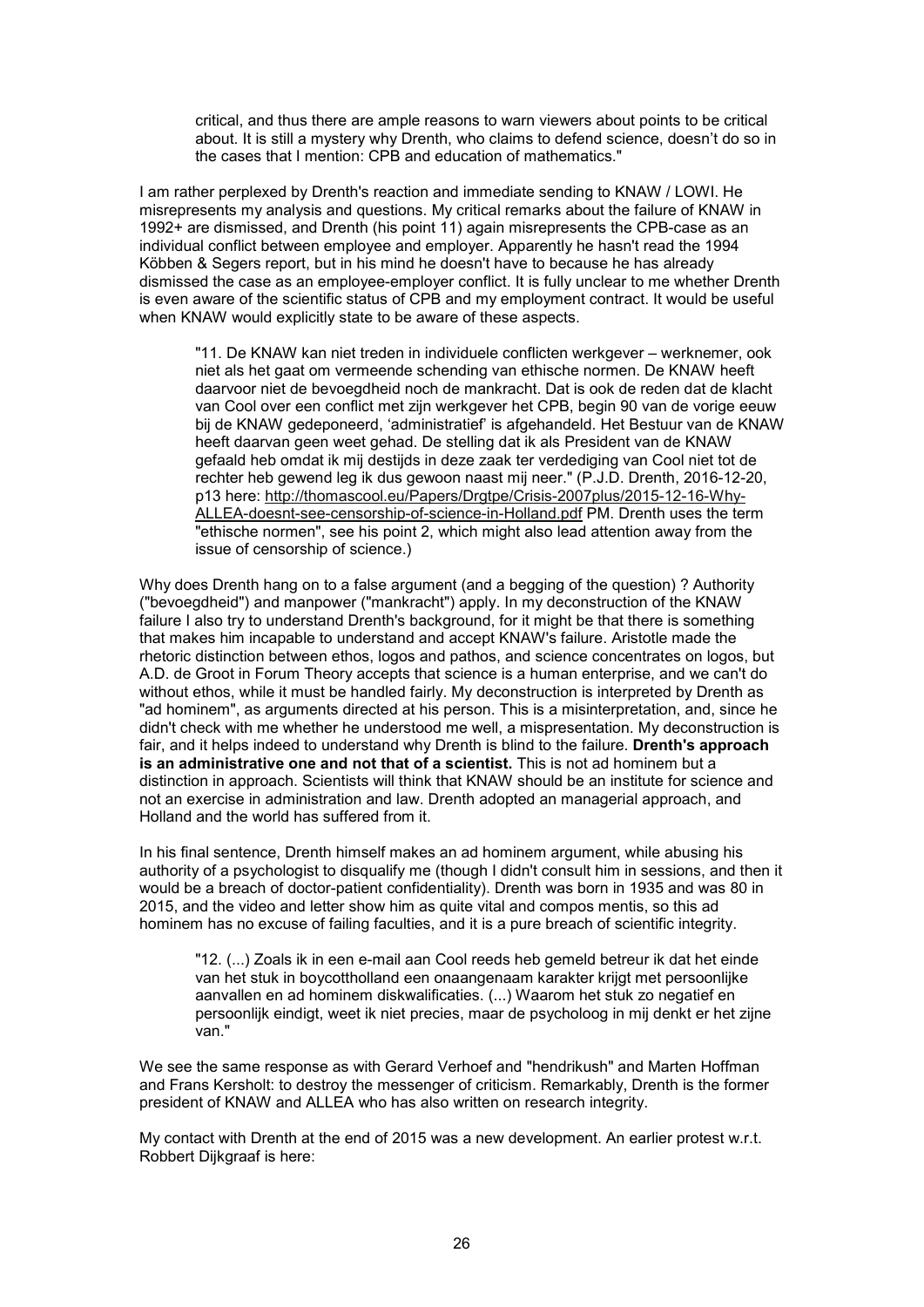> critical, and thus there are ample reasons to warn viewers about points to be critical about. It is still a mystery why Drenth, who claims to defend science, doesn't do so in the cases that I mention: CPB and education of mathematics."

I am rather perplexed by Drenth's reaction and immediate sending to KNAW / LOWI. He misrepresents my analysis and questions. My critical remarks about the failure of KNAW in 1992+ are dismissed, and Drenth (his point 11) again misrepresents the CPB-case as an individual conflict between employee and employer. Apparently he hasn't read the 1994 Köbben & Segers report, but in his mind he doesn't have to because he has already dismissed the case as an employee-employer conflict. It is fully unclear to me whether Drenth is even aware of the scientific status of CPB and my employment contract. It would be useful when KNAW would explicitly state to be aware of these aspects.

> "11. De KNAW kan niet treden in individuele conflicten werkgever – werknemer, ook niet als het gaat om vermeende schending van ethische normen. De KNAW heeft daarvoor niet de bevoegdheid noch de mankracht. Dat is ook de reden dat de klacht van Cool over een conflict met zijn werkgever het CPB, begin 90 van de vorige eeuw bij de KNAW gedeponeerd, 'administratief' is afgehandeld. Het Bestuur van de KNAW heeft daarvan geen weet gehad. De stelling dat ik als President van de KNAW gefaald heb omdat ik mij destijds in deze zaak ter verdediging van Cool niet tot de rechter heb gewend leg ik dus gewoon naast mij neer." (P.J.D. Drenth, 2016-12-20, p13 here: http://thomascool.eu/Papers/Drgtpe/Crisis-2007plus/2015-12-16-Why-ALLEA-doesnt-see-censorship-of-science-in-Holland.pdf PM. Drenth uses the term "ethische normen", see his point 2, which might also lead attention away from the issue of censorship of science.)

Why does Drenth hang on to a false argument (and a begging of the question) ? Authority ("bevoegdheid") and manpower ("mankracht") apply. In my deconstruction of the KNAW failure I also try to understand Drenth's background, for it might be that there is something that makes him incapable to understand and accept KNAW's failure. Aristotle made the rhetoric distinction between ethos, logos and pathos, and science concentrates on logos, but A.D. de Groot in Forum Theory accepts that science is a human enterprise, and we can't do without ethos, while it must be handled fairly. My deconstruction is interpreted by Drenth as "ad hominem", as arguments directed at his person. This is a misinterpretation, and, since he didn't check with me whether he understood me well, a mispresentation. My deconstruction is fair, and it helps indeed to understand why Drenth is blind to the failure. **Drenth's approach is an administrative one and not that of a scientist.** This is not ad hominem but a distinction in approach. Scientists will think that KNAW should be an institute for science and not an exercise in administration and law. Drenth adopted an managerial approach, and Holland and the world has suffered from it.

In his final sentence, Drenth himself makes an ad hominem argument, while abusing his authority of a psychologist to disqualify me (though I didn't consult him in sessions, and then it would be a breach of doctor-patient confidentiality). Drenth was born in 1935 and was 80 in 2015, and the video and letter show him as quite vital and compos mentis, so this ad hominem has no excuse of failing faculties, and it is a pure breach of scientific integrity.

> "12. (...) Zoals ik in een e-mail aan Cool reeds heb gemeld betreur ik dat het einde van het stuk in boycottholland een onaangenaam karakter krijgt met persoonlijke aanvallen en ad hominem diskwalificaties. (...) Waarom het stuk zo negatief en persoonlijk eindigt, weet ik niet precies, maar de psycholoog in mij denkt er het zijne van."

We see the same response as with Gerard Verhoef and "hendrikush" and Marten Hoffman and Frans Kersholt: to destroy the messenger of criticism. Remarkably, Drenth is the former president of KNAW and ALLEA who has also written on research integrity.

My contact with Drenth at the end of 2015 was a new development. An earlier protest w.r.t. Robbert Dijkgraaf is here: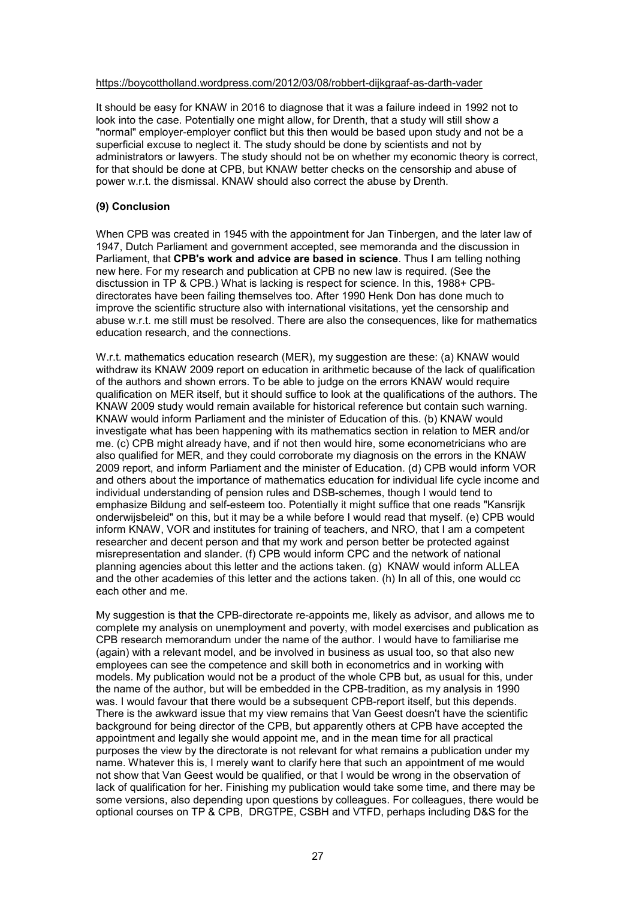https://boycottholland.wordpress.com/2012/03/08/robbert-dijkgraaf-as-darth-vader

It should be easy for KNAW in 2016 to diagnose that it was a failure indeed in 1992 not to look into the case. Potentially one might allow, for Drenth, that a study will still show a "normal" employer-employer conflict but this then would be based upon study and not be a superficial excuse to neglect it. The study should be done by scientists and not by administrators or lawyers. The study should not be on whether my economic theory is correct, for that should be done at CPB, but KNAW better checks on the censorship and abuse of power w.r.t. the dismissal. KNAW should also correct the abuse by Drenth.

### (9) Conclusion

When CPB was created in 1945 with the appointment for Jan Tinbergen, and the later law of 1947, Dutch Parliament and government accepted, see memoranda and the discussion in Parliament, that **CPB's work and advice are based in science**. Thus I am telling nothing new here. For my research and publication at CPB no new law is required. (See the disctussion in TP & CPB.) What is lacking is respect for science. In this, 1988+ CPB-directorates have been failing themselves too. After 1990 Henk Don has done much to improve the scientific structure also with international visitations, yet the censorship and abuse w.r.t. me still must be resolved. There are also the consequences, like for mathematics education research, and the connections.

W.r.t. mathematics education research (MER), my suggestion are these: (a) KNAW would withdraw its KNAW 2009 report on education in arithmetic because of the lack of qualification of the authors and shown errors. To be able to judge on the errors KNAW would require qualification on MER itself, but it should suffice to look at the qualifications of the authors. The KNAW 2009 study would remain available for historical reference but contain such warning. KNAW would inform Parliament and the minister of Education of this. (b) KNAW would investigate what has been happening with its mathematics section in relation to MER and/or me. (c) CPB might already have, and if not then would hire, some econometricians who are also qualified for MER, and they could corroborate my diagnosis on the errors in the KNAW 2009 report, and inform Parliament and the minister of Education. (d) CPB would inform VOR and others about the importance of mathematics education for individual life cycle income and individual understanding of pension rules and DSB-schemes, though I would tend to emphasize Bildung and self-esteem too. Potentially it might suffice that one reads "Kansrijk onderwijsbeleid" on this, but it may be a while before I would read that myself. (e) CPB would inform KNAW, VOR and institutes for training of teachers, and NRO, that I am a competent researcher and decent person and that my work and person better be protected against misrepresentation and slander. (f) CPB would inform CPC and the network of national planning agencies about this letter and the actions taken. (g) KNAW would inform ALLEA and the other academies of this letter and the actions taken. (h) In all of this, one would cc each other and me.

My suggestion is that the CPB-directorate re-appoints me, likely as advisor, and allows me to complete my analysis on unemployment and poverty, with model exercises and publication as CPB research memorandum under the name of the author. I would have to familiarise me (again) with a relevant model, and be involved in business as usual too, so that also new employees can see the competence and skill both in econometrics and in working with models. My publication would not be a product of the whole CPB but, as usual for this, under the name of the author, but will be embedded in the CPB-tradition, as my analysis in 1990 was. I would favour that there would be a subsequent CPB-report itself, but this depends. There is the awkward issue that my view remains that Van Geest doesn't have the scientific background for being director of the CPB, but apparently others at CPB have accepted the appointment and legally she would appoint me, and in the mean time for all practical purposes the view by the directorate is not relevant for what remains a publication under my name. Whatever this is, I merely want to clarify here that such an appointment of me would not show that Van Geest would be qualified, or that I would be wrong in the observation of lack of qualification for her. Finishing my publication would take some time, and there may be some versions, also depending upon questions by colleagues. For colleagues, there would be optional courses on TP & CPB, DRGTPE, CSBH and VTFD, perhaps including D&S for the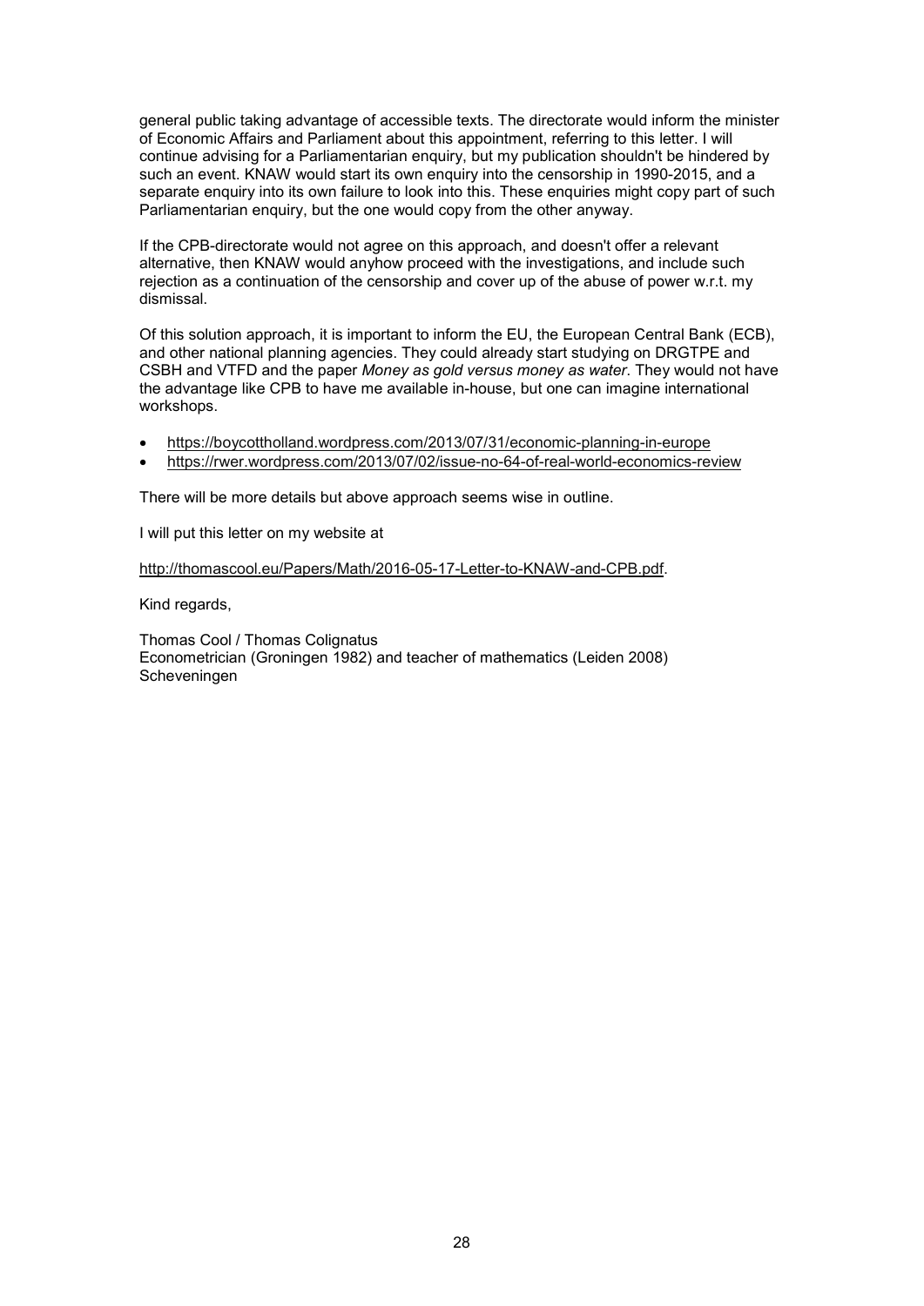general public taking advantage of accessible texts. The directorate would inform the minister of Economic Affairs and Parliament about this appointment, referring to this letter. I will continue advising for a Parliamentarian enquiry, but my publication shouldn't be hindered by such an event. KNAW would start its own enquiry into the censorship in 1990-2015, and a separate enquiry into its own failure to look into this. These enquiries might copy part of such Parliamentarian enquiry, but the one would copy from the other anyway.

If the CPB-directorate would not agree on this approach, and doesn't offer a relevant alternative, then KNAW would anyhow proceed with the investigations, and include such rejection as a continuation of the censorship and cover up of the abuse of power w.r.t. my dismissal.

Of this solution approach, it is important to inform the EU, the European Central Bank (ECB), and other national planning agencies. They could already start studying on DRGTPE and CSBH and VTFD and the paper *Money as gold versus money as water*. They would not have the advantage like CPB to have me available in-house, but one can imagine international workshops.

- https://boycottholland.wordpress.com/2013/07/31/economic-planning-in-europe
- https://rwer.wordpress.com/2013/07/02/issue-no-64-of-real-world-economics-review

There will be more details but above approach seems wise in outline.

I will put this letter on my website at

http://thomascool.eu/Papers/Math/2016-05-17-Letter-to-KNAW-and-CPB.pdf.

Kind regards,

Thomas Cool / Thomas Colignatus
Econometrician (Groningen 1982) and teacher of mathematics (Leiden 2008)
Scheveningen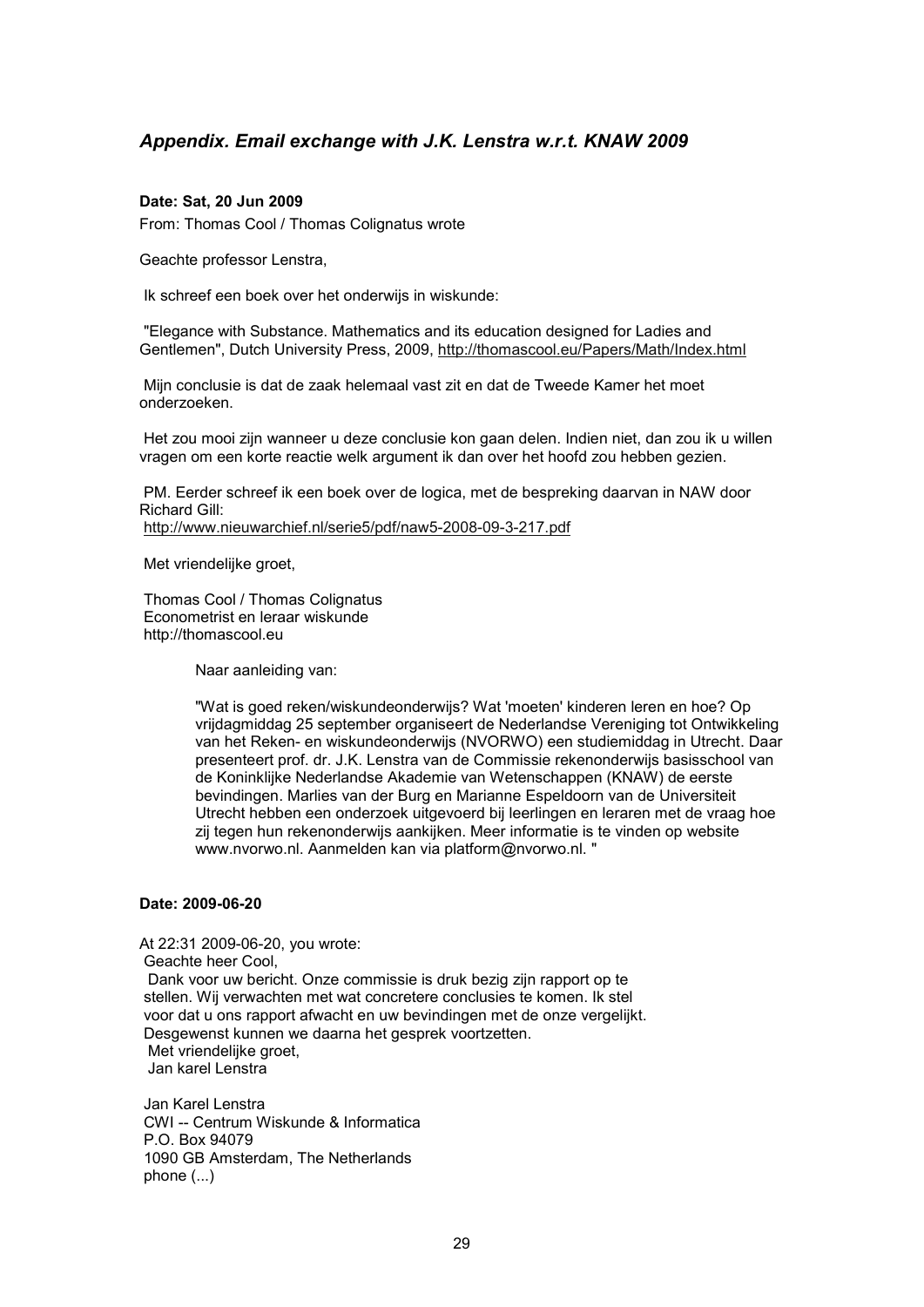## *Appendix. Email exchange with J.K. Lenstra w.r.t. KNAW 2009*

**Date: Sat, 20 Jun 2009**

From: Thomas Cool / Thomas Colignatus wrote

Geachte professor Lenstra,

Ik schreef een boek over het onderwijs in wiskunde:

"Elegance with Substance. Mathematics and its education designed for Ladies and Gentlemen", Dutch University Press, 2009, http://thomascool.eu/Papers/Math/Index.html

Mijn conclusie is dat de zaak helemaal vast zit en dat de Tweede Kamer het moet onderzoeken.

Het zou mooi zijn wanneer u deze conclusie kon gaan delen. Indien niet, dan zou ik u willen vragen om een korte reactie welk argument ik dan over het hoofd zou hebben gezien.

PM. Eerder schreef ik een boek over de logica, met de bespreking daarvan in NAW door Richard Gill:
http://www.nieuwarchief.nl/serie5/pdf/naw5-2008-09-3-217.pdf

Met vriendelijke groet,

Thomas Cool / Thomas Colignatus
Econometrist en leraar wiskunde
http://thomascool.eu

> Naar aanleiding van:
>
> "Wat is goed reken/wiskundeonderwijs? Wat 'moeten' kinderen leren en hoe? Op vrijdagmiddag 25 september organiseert de Nederlandse Vereniging tot Ontwikkeling van het Reken- en wiskundeonderwijs (NVORWO) een studiemiddag in Utrecht. Daar presenteert prof. dr. J.K. Lenstra van de Commissie rekenonderwijs basisschool van de Koninklijke Nederlandse Akademie van Wetenschappen (KNAW) de eerste bevindingen. Marlies van der Burg en Marianne Espeldoorn van de Universiteit Utrecht hebben een onderzoek uitgevoerd bij leerlingen en leraren met de vraag hoe zij tegen hun rekenonderwijs aankijken. Meer informatie is te vinden op website www.nvorwo.nl. Aanmelden kan via platform@nvorwo.nl. "

**Date: 2009-06-20**

At 22:31 2009-06-20, you wrote:
Geachte heer Cool,
Dank voor uw bericht. Onze commissie is druk bezig zijn rapport op te stellen. Wij verwachten met wat concretere conclusies te komen. Ik stel voor dat u ons rapport afwacht en uw bevindingen met de onze vergelijkt. Desgewenst kunnen we daarna het gesprek voortzetten.
Met vriendelijke groet,
Jan karel Lenstra

Jan Karel Lenstra
CWI -- Centrum Wiskunde & Informatica
P.O. Box 94079
1090 GB Amsterdam, The Netherlands
phone (...)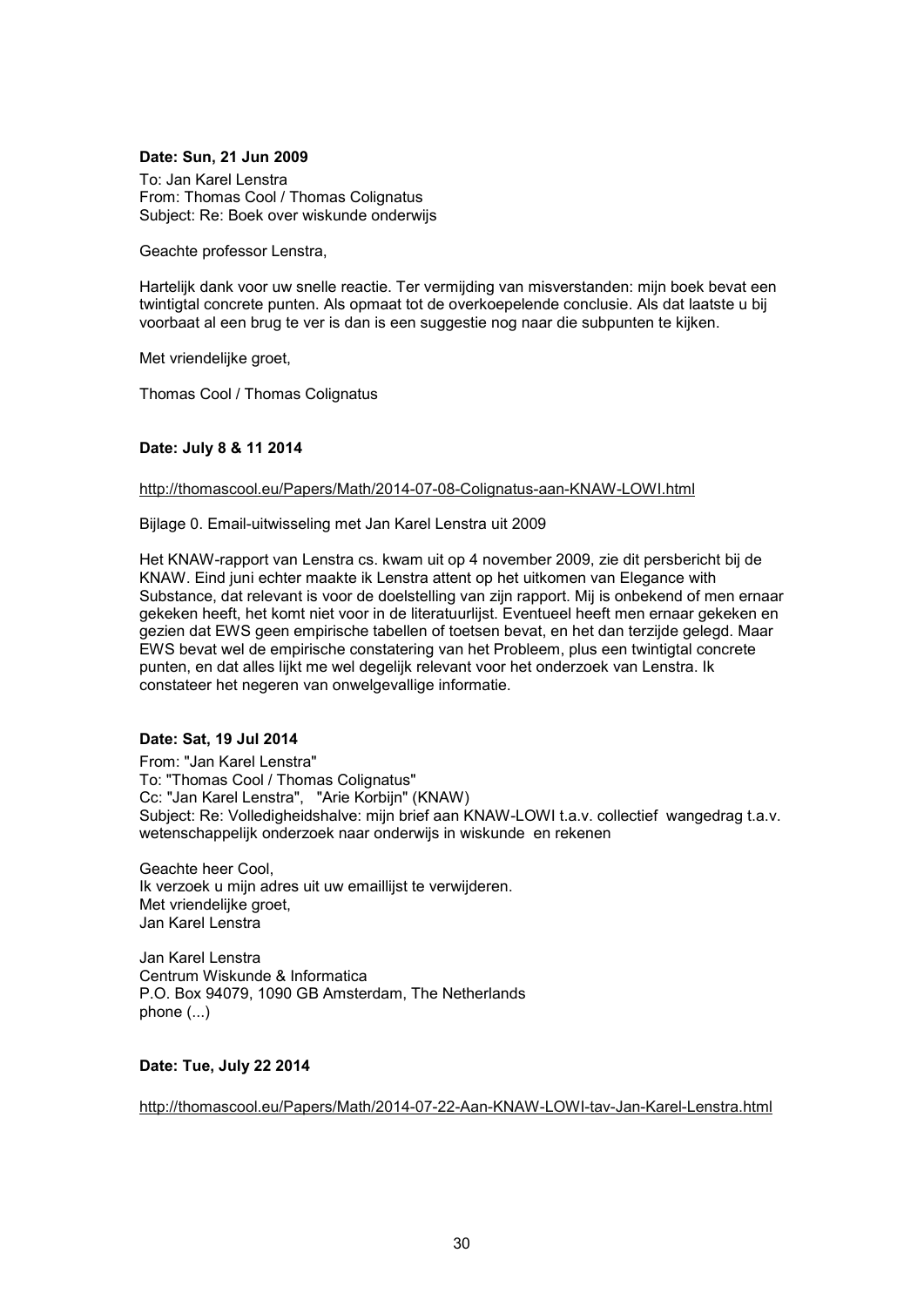**Date: Sun, 21 Jun 2009**

To: Jan Karel Lenstra
From: Thomas Cool / Thomas Colignatus
Subject: Re: Boek over wiskunde onderwijs

Geachte professor Lenstra,

Hartelijk dank voor uw snelle reactie. Ter vermijding van misverstanden: mijn boek bevat een twintigtal concrete punten. Als opmaat tot de overkoepelende conclusie. Als dat laatste u bij voorbaat al een brug te ver is dan is een suggestie nog naar die subpunten te kijken.

Met vriendelijke groet,

Thomas Cool / Thomas Colignatus

**Date: July 8 & 11 2014**

http://thomascool.eu/Papers/Math/2014-07-08-Colignatus-aan-KNAW-LOWI.html

Bijlage 0. Email-uitwisseling met Jan Karel Lenstra uit 2009

Het KNAW-rapport van Lenstra cs. kwam uit op 4 november 2009, zie dit persbericht bij de KNAW. Eind juni echter maakte ik Lenstra attent op het uitkomen van Elegance with Substance, dat relevant is voor de doelstelling van zijn rapport. Mij is onbekend of men ernaar gekeken heeft, het komt niet voor in de literatuurlijst. Eventueel heeft men ernaar gekeken en gezien dat EWS geen empirische tabellen of toetsen bevat, en het dan terzijde gelegd. Maar EWS bevat wel de empirische constatering van het Probleem, plus een twintigtal concrete punten, en dat alles lijkt me wel degelijk relevant voor het onderzoek van Lenstra. Ik constateer het negeren van onwelgevallige informatie.

**Date: Sat, 19 Jul 2014**

From: "Jan Karel Lenstra"
To: "Thomas Cool / Thomas Colignatus"
Cc: "Jan Karel Lenstra", "Arie Korbijn" (KNAW)
Subject: Re: Volledigheidshalve: mijn brief aan KNAW-LOWI t.a.v. collectief wangedrag t.a.v. wetenschappelijk onderzoek naar onderwijs in wiskunde en rekenen

Geachte heer Cool,
Ik verzoek u mijn adres uit uw emaillijst te verwijderen.
Met vriendelijke groet,
Jan Karel Lenstra

Jan Karel Lenstra
Centrum Wiskunde & Informatica
P.O. Box 94079, 1090 GB Amsterdam, The Netherlands
phone (...)

**Date: Tue, July 22 2014**

http://thomascool.eu/Papers/Math/2014-07-22-Aan-KNAW-LOWI-tav-Jan-Karel-Lenstra.html